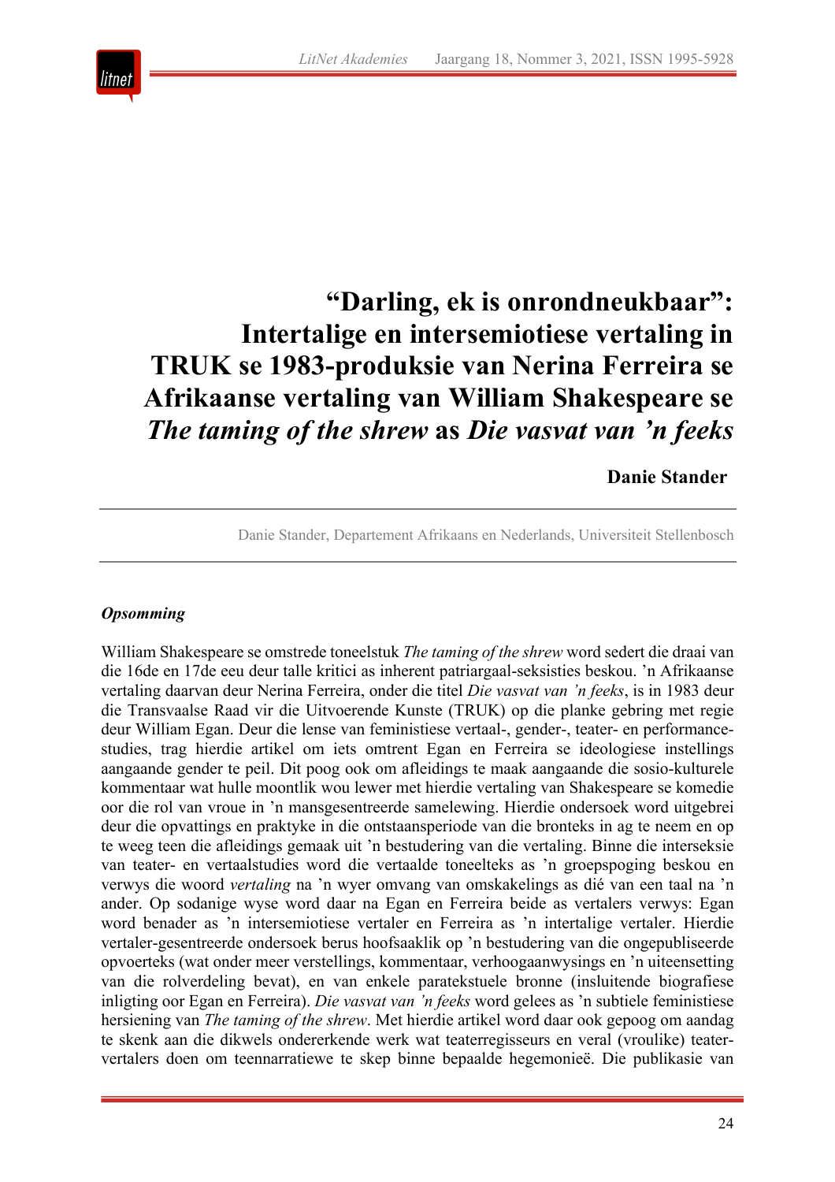# "Darling, ek is onrondneukbaar": Intertalige en intersemiotiese vertaling in TRUK se 1983-produksie van Nerina Ferreira se Afrikaanse vertaling van William Shakespeare se *The taming of the shrew* as *Die vasvat van 'n feeks*

**Danie Stander**

Danie Stander, Departement Afrikaans en Nederlands, Universiteit Stellenbosch

### *Opsomming*

William Shakespeare se omstrede toneelstuk *The taming of the shrew* word sedert die draai van die 16de en 17de eeu deur talle kritici as inherent patriargaal-seksisties beskou. 'n Afrikaanse vertaling daarvan deur Nerina Ferreira, onder die titel *Die vasvat van 'n feeks*, is in 1983 deur die Transvaalse Raad vir die Uitvoerende Kunste (TRUK) op die planke gebring met regie deur William Egan. Deur die lense van feministiese vertaal-, gender-, teater- en performancestudies, trag hierdie artikel om iets omtrent Egan en Ferreira se ideologiese instellings aangaande gender te peil. Dit poog ook om afleidings te maak aangaande die sosio-kulturele kommentaar wat hulle moontlik wou lewer met hierdie vertaling van Shakespeare se komedie oor die rol van vroue in 'n mansgesentreerde samelewing. Hierdie ondersoek word uitgebrei deur die opvattings en praktyke in die ontstaansperiode van die bronteks in ag te neem en op te weeg teen die afleidings gemaak uit 'n bestudering van die vertaling. Binne die interseksie van teater- en vertaalstudies word die vertaalde toneelteks as 'n groepspoging beskou en verwys die woord *vertaling* na 'n wyer omvang van omskakelings as dié van een taal na 'n ander. Op sodanige wyse word daar na Egan en Ferreira beide as vertalers verwys: Egan word benader as 'n intersemiotiese vertaler en Ferreira as 'n intertalige vertaler. Hierdie vertaler-gesentreerde ondersoek berus hoofsaaklik op 'n bestudering van die ongepubliseerde opvoerteks (wat onder meer verstellings, kommentaar, verhoogaanwysings en 'n uiteensetting van die rolverdeling bevat), en van enkele paratekstuele bronne (insluitende biografiese inligting oor Egan en Ferreira). *Die vasvat van 'n feeks* word gelees as 'n subtiele feministiese hersiening van *The taming of the shrew*. Met hierdie artikel word daar ook gepoog om aandag te skenk aan die dikwels ondererkende werk wat teaterregisseurs en veral (vroulike) teatervertalers doen om teennarratiewe te skep binne bepaalde hegemonieë. Die publikasie van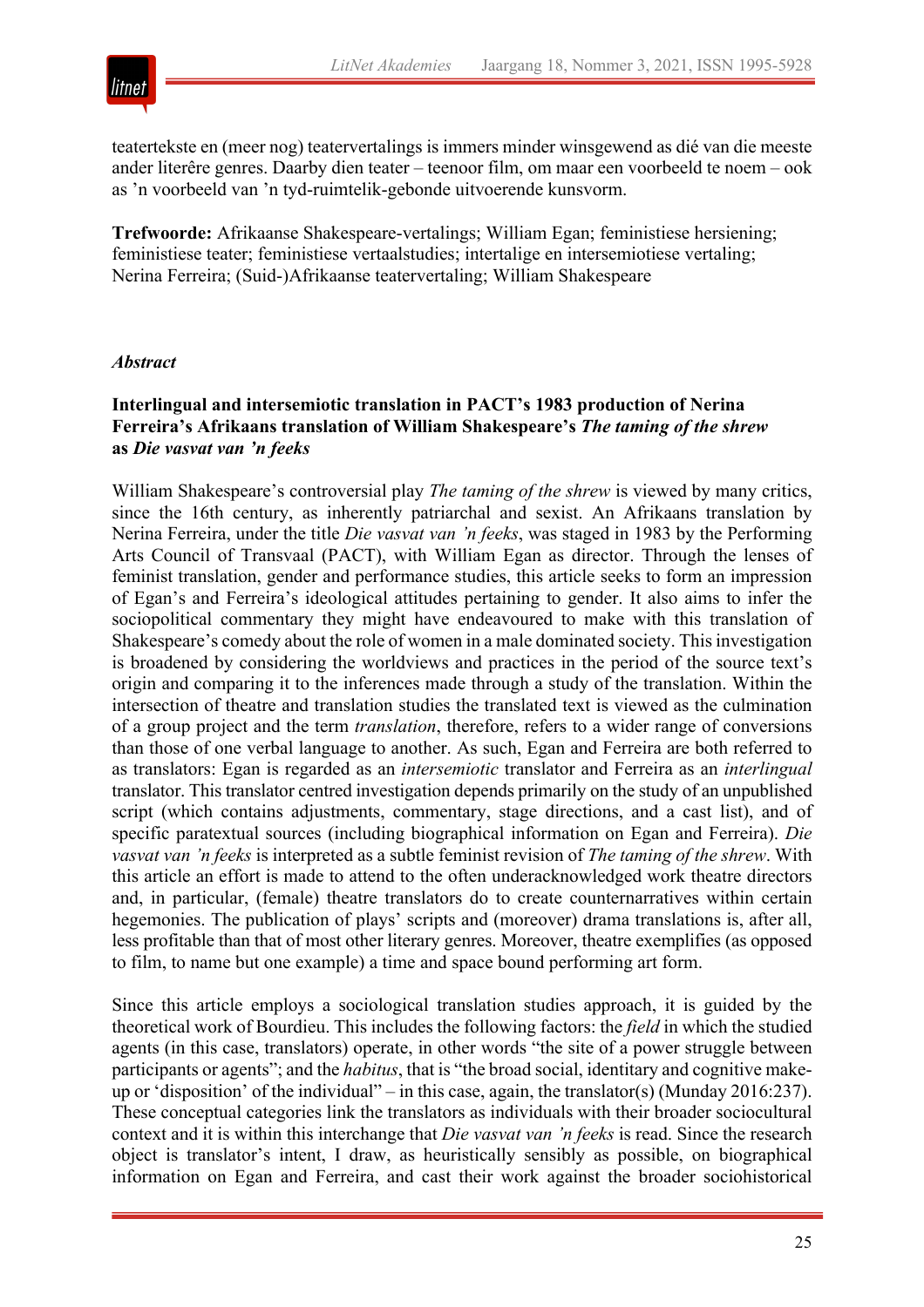teatertekste en (meer nog) teatervertalings is immers minder winsgewend as dié van die meeste ander literêre genres. Daarby dien teater – teenoor film, om maar een voorbeeld te noem – ook as 'n voorbeeld van 'n tyd-ruimtelik-gebonde uitvoerende kunsvorm.

**Trefwoorde:** Afrikaanse Shakespeare-vertalings; William Egan; feministiese hersiening; feministiese teater; feministiese vertaalstudies; intertalige en intersemiotiese vertaling; Nerina Ferreira; (Suid-)Afrikaanse teatervertaling; William Shakespeare

### *Abstract*

**Interlingual and intersemiotic translation in PACT's 1983 production of Nerina Ferreira's Afrikaans translation of William Shakespeare's *The taming of the shrew* as *Die vasvat van 'n feeks***

William Shakespeare's controversial play *The taming of the shrew* is viewed by many critics, since the 16th century, as inherently patriarchal and sexist. An Afrikaans translation by Nerina Ferreira, under the title *Die vasvat van 'n feeks*, was staged in 1983 by the Performing Arts Council of Transvaal (PACT), with William Egan as director. Through the lenses of feminist translation, gender and performance studies, this article seeks to form an impression of Egan's and Ferreira's ideological attitudes pertaining to gender. It also aims to infer the sociopolitical commentary they might have endeavoured to make with this translation of Shakespeare's comedy about the role of women in a male dominated society. This investigation is broadened by considering the worldviews and practices in the period of the source text's origin and comparing it to the inferences made through a study of the translation. Within the intersection of theatre and translation studies the translated text is viewed as the culmination of a group project and the term *translation*, therefore, refers to a wider range of conversions than those of one verbal language to another. As such, Egan and Ferreira are both referred to as translators: Egan is regarded as an *intersemiotic* translator and Ferreira as an *interlingual* translator. This translator centred investigation depends primarily on the study of an unpublished script (which contains adjustments, commentary, stage directions, and a cast list), and of specific paratextual sources (including biographical information on Egan and Ferreira). *Die vasvat van 'n feeks* is interpreted as a subtle feminist revision of *The taming of the shrew*. With this article an effort is made to attend to the often underacknowledged work theatre directors and, in particular, (female) theatre translators do to create counternarratives within certain hegemonies. The publication of plays' scripts and (moreover) drama translations is, after all, less profitable than that of most other literary genres. Moreover, theatre exemplifies (as opposed to film, to name but one example) a time and space bound performing art form.

Since this article employs a sociological translation studies approach, it is guided by the theoretical work of Bourdieu. This includes the following factors: the *field* in which the studied agents (in this case, translators) operate, in other words "the site of a power struggle between participants or agents"; and the *habitus*, that is "the broad social, identitary and cognitive make-up or 'disposition' of the individual" – in this case, again, the translator(s) (Munday 2016:237). These conceptual categories link the translators as individuals with their broader sociocultural context and it is within this interchange that *Die vasvat van 'n feeks* is read. Since the research object is translator's intent, I draw, as heuristically sensibly as possible, on biographical information on Egan and Ferreira, and cast their work against the broader sociohistorical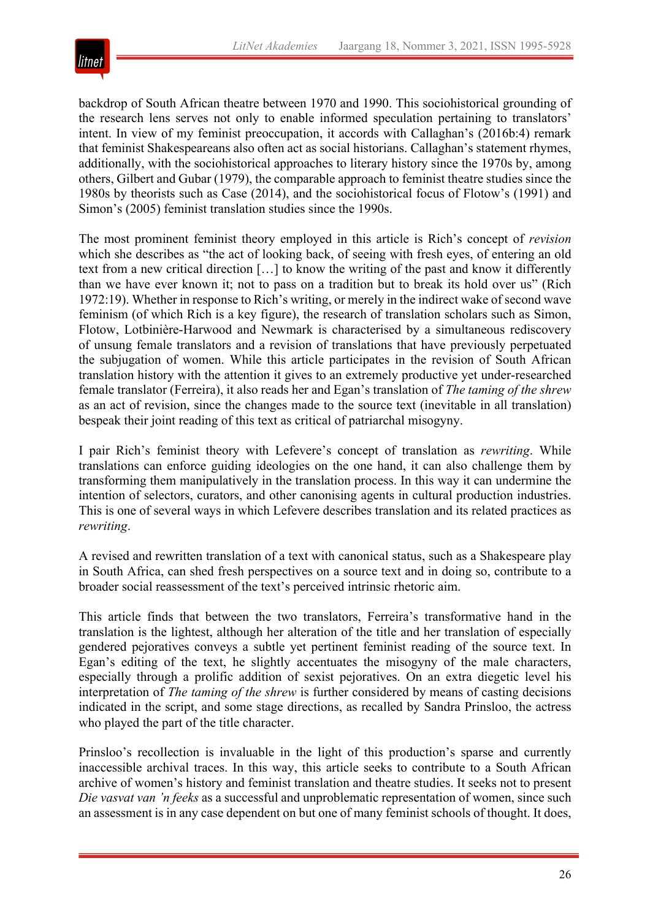backdrop of South African theatre between 1970 and 1990. This sociohistorical grounding of the research lens serves not only to enable informed speculation pertaining to translators' intent. In view of my feminist preoccupation, it accords with Callaghan's (2016b:4) remark that feminist Shakespeareans also often act as social historians. Callaghan's statement rhymes, additionally, with the sociohistorical approaches to literary history since the 1970s by, among others, Gilbert and Gubar (1979), the comparable approach to feminist theatre studies since the 1980s by theorists such as Case (2014), and the sociohistorical focus of Flotow's (1991) and Simon's (2005) feminist translation studies since the 1990s.

The most prominent feminist theory employed in this article is Rich's concept of *revision* which she describes as "the act of looking back, of seeing with fresh eyes, of entering an old text from a new critical direction […] to know the writing of the past and know it differently than we have ever known it; not to pass on a tradition but to break its hold over us" (Rich 1972:19). Whether in response to Rich's writing, or merely in the indirect wake of second wave feminism (of which Rich is a key figure), the research of translation scholars such as Simon, Flotow, Lotbinière-Harwood and Newmark is characterised by a simultaneous rediscovery of unsung female translators and a revision of translations that have previously perpetuated the subjugation of women. While this article participates in the revision of South African translation history with the attention it gives to an extremely productive yet under-researched female translator (Ferreira), it also reads her and Egan's translation of *The taming of the shrew* as an act of revision, since the changes made to the source text (inevitable in all translation) bespeak their joint reading of this text as critical of patriarchal misogyny.

I pair Rich's feminist theory with Lefevere's concept of translation as *rewriting*. While translations can enforce guiding ideologies on the one hand, it can also challenge them by transforming them manipulatively in the translation process. In this way it can undermine the intention of selectors, curators, and other canonising agents in cultural production industries. This is one of several ways in which Lefevere describes translation and its related practices as *rewriting*.

A revised and rewritten translation of a text with canonical status, such as a Shakespeare play in South Africa, can shed fresh perspectives on a source text and in doing so, contribute to a broader social reassessment of the text's perceived intrinsic rhetoric aim.

This article finds that between the two translators, Ferreira's transformative hand in the translation is the lightest, although her alteration of the title and her translation of especially gendered pejoratives conveys a subtle yet pertinent feminist reading of the source text. In Egan's editing of the text, he slightly accentuates the misogyny of the male characters, especially through a prolific addition of sexist pejoratives. On an extra diegetic level his interpretation of *The taming of the shrew* is further considered by means of casting decisions indicated in the script, and some stage directions, as recalled by Sandra Prinsloo, the actress who played the part of the title character.

Prinsloo's recollection is invaluable in the light of this production's sparse and currently inaccessible archival traces. In this way, this article seeks to contribute to a South African archive of women's history and feminist translation and theatre studies. It seeks not to present *Die vasvat van 'n feeks* as a successful and unproblematic representation of women, since such an assessment is in any case dependent on but one of many feminist schools of thought. It does,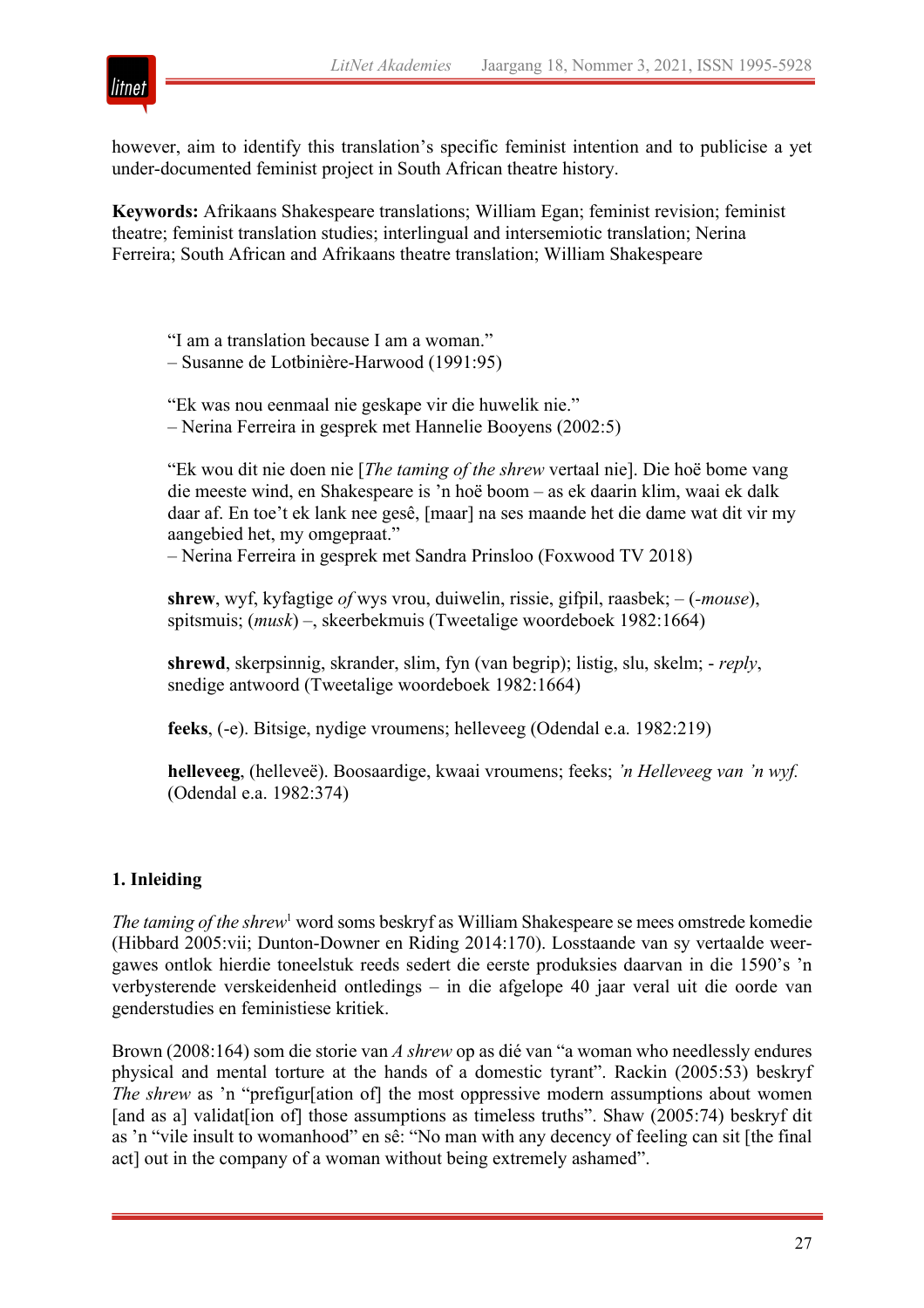however, aim to identify this translation's specific feminist intention and to publicise a yet under-documented feminist project in South African theatre history.

**Keywords:** Afrikaans Shakespeare translations; William Egan; feminist revision; feminist theatre; feminist translation studies; interlingual and intersemiotic translation; Nerina Ferreira; South African and Afrikaans theatre translation; William Shakespeare

> "I am a translation because I am a woman."
> – Susanne de Lotbinière-Harwood (1991:95)
>
> "Ek was nou eenmaal nie geskape vir die huwelik nie."
> – Nerina Ferreira in gesprek met Hannelie Booyens (2002:5)
>
> "Ek wou dit nie doen nie [*The taming of the shrew* vertaal nie]. Die hoë bome vang die meeste wind, en Shakespeare is 'n hoë boom – as ek daarin klim, waai ek dalk daar af. En toe't ek lank nee gesê, [maar] na ses maande het die dame wat dit vir my aangebied het, my omgepraat."
> – Nerina Ferreira in gesprek met Sandra Prinsloo (Foxwood TV 2018)
>
> **shrew**, wyf, kyfagtige *of* wys vrou, duiwelin, rissie, gifpil, raasbek; – (*-mouse*), spitsmuis; (*musk*) –, skeerbekmuis (Tweetalige woordeboek 1982:1664)
>
> **shrewd**, skerpsinnig, skrander, slim, fyn (van begrip); listig, slu, skelm; - *reply*, snedige antwoord (Tweetalige woordeboek 1982:1664)
>
> **feeks**, (-e). Bitsige, nydige vroumens; helleveeg (Odendal e.a. 1982:219)
>
> **helleveeg**, (hellevеё). Boosaardige, kwaai vroumens; feeks; *'n Helleveeg van 'n wyf.* (Odendal e.a. 1982:374)

## 1. Inleiding

*The taming of the shrew*[1] word soms beskryf as William Shakespeare se mees omstrede komedie (Hibbard 2005:vii; Dunton-Downer en Riding 2014:170). Losstaande van sy vertaalde weergawes ontlok hierdie toneelstuk reeds sedert die eerste produksies daarvan in die 1590's 'n verbysterende verskeidenheid ontledings – in die afgelope 40 jaar veral uit die oorde van genderstudies en feministiese kritiek.

Brown (2008:164) som die storie van *A shrew* op as dié van "a woman who needlessly endures physical and mental torture at the hands of a domestic tyrant". Rackin (2005:53) beskryf *The shrew* as 'n "prefigur[ation of] the most oppressive modern assumptions about women [and as a] validat[ion of] those assumptions as timeless truths". Shaw (2005:74) beskryf dit as 'n "vile insult to womanhood" en sê: "No man with any decency of feeling can sit [the final act] out in the company of a woman without being extremely ashamed".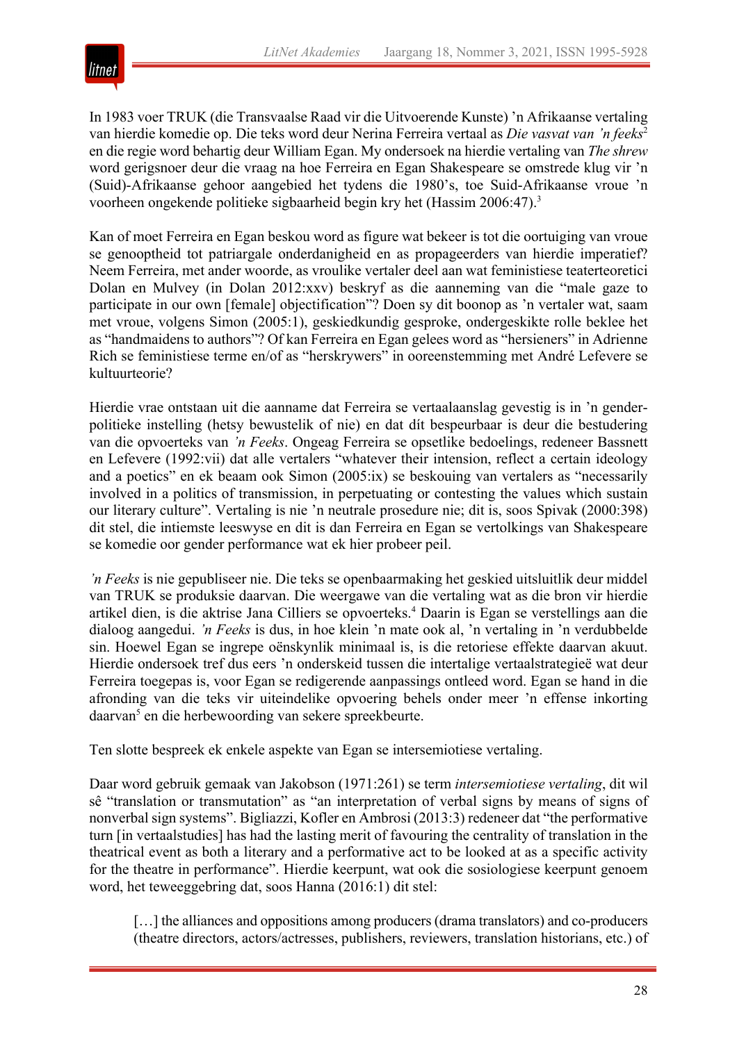In 1983 voer TRUK (die Transvaalse Raad vir die Uitvoerende Kunste) ’n Afrikaanse vertaling van hierdie komedie op. Die teks word deur Nerina Ferreira vertaal as *Die vasvat van ’n feeks*[2] en die regie word behartig deur William Egan. My ondersoek na hierdie vertaling van *The shrew* word gerigsnoer deur die vraag na hoe Ferreira en Egan Shakespeare se omstrede klug vir ’n (Suid)-Afrikaanse gehoor aangebied het tydens die 1980’s, toe Suid-Afrikaanse vroue ’n voorheen ongekende politieke sigbaarheid begin kry het (Hassim 2006:47).[3]

Kan of moet Ferreira en Egan beskou word as figure wat bekeer is tot die oortuiging van vroue se genooptheid tot patriargale onderdanigheid en as propageerders van hierdie imperatief? Neem Ferreira, met ander woorde, as vroulike vertaler deel aan wat feministiese teaterteoretici Dolan en Mulvey (in Dolan 2012:xxv) beskryf as die aanneming van die “male gaze to participate in our own [female] objectification”? Doen sy dit boonop as ’n vertaler wat, saam met vroue, volgens Simon (2005:1), geskiedkundig gesproke, ondergeskikte rolle beklee het as “handmaidens to authors”? Of kan Ferreira en Egan gelees word as “hersieners” in Adrienne Rich se feministiese terme en/of as “herskrywers” in ooreenstemming met André Lefevere se kultuurteorie?

Hierdie vrae ontstaan uit die aanname dat Ferreira se vertaalaanslag gevestig is in ’n genderpolitieke instelling (hetsy bewustelik of nie) en dat dít bespeurbaar is deur die bestudering van die opvoerteks van *’n Feeks*. Ongeag Ferreira se opsetlike bedoelings, redeneer Bassnett en Lefevere (1992:vii) dat alle vertalers “whatever their intension, reflect a certain ideology and a poetics” en ek beaam ook Simon (2005:ix) se beskouing van vertalers as “necessarily involved in a politics of transmission, in perpetuating or contesting the values which sustain our literary culture”. Vertaling is nie ’n neutrale prosedure nie; dit is, soos Spivak (2000:398) dit stel, die intiemste leeswyse en dit is dan Ferreira en Egan se vertolkings van Shakespeare se komedie oor gender performance wat ek hier probeer peil.

*’n Feeks* is nie gepubliseer nie. Die teks se openbaarmaking het geskied uitsluitlik deur middel van TRUK se produksie daarvan. Die weergawe van die vertaling wat as die bron vir hierdie artikel dien, is die aktrise Jana Cilliers se opvoerteks.[4] Daarin is Egan se verstellings aan die dialoog aangedui. *’n Feeks* is dus, in hoe klein ’n mate ook al, ’n vertaling in ’n verdubbelde sin. Hoewel Egan se ingrepe oënskynlik minimaal is, is die retoriese effekte daarvan akuut. Hierdie ondersoek tref dus eers ’n onderskeid tussen die intertalige vertaalstrategieë wat deur Ferreira toegepas is, voor Egan se redigerende aanpassings ontleed word. Egan se hand in die afronding van die teks vir uiteindelike opvoering behels onder meer ’n effense inkorting daarvan[5] en die herbewoording van sekere spreekbeurte.

Ten slotte bespreek ek enkele aspekte van Egan se intersemiotiese vertaling.

Daar word gebruik gemaak van Jakobson (1971:261) se term *intersemiotiese vertaling*, dit wil sê “translation or transmutation” as “an interpretation of verbal signs by means of signs of nonverbal sign systems”. Bigliazzi, Kofler en Ambrosi (2013:3) redeneer dat “the performative turn [in vertaalstudies] has had the lasting merit of favouring the centrality of translation in the theatrical event as both a literary and a performative act to be looked at as a specific activity for the theatre in performance”. Hierdie keerpunt, wat ook die sosiologiese keerpunt genoem word, het teweeggebring dat, soos Hanna (2016:1) dit stel:

> […] the alliances and oppositions among producers (drama translators) and co-producers (theatre directors, actors/actresses, publishers, reviewers, translation historians, etc.) of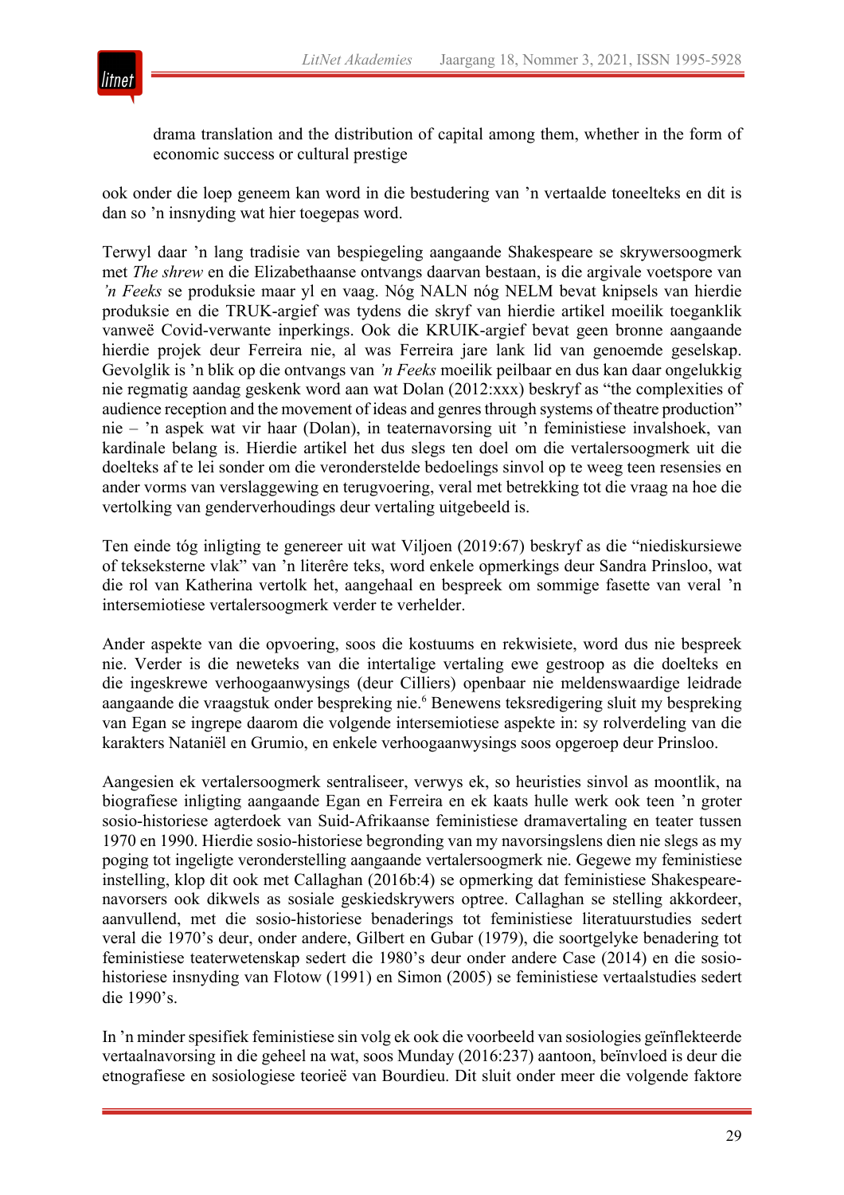> drama translation and the distribution of capital among them, whether in the form of economic success or cultural prestige

ook onder die loep geneem kan word in die bestudering van 'n vertaalde toneelteks en dit is dan so 'n insnyding wat hier toegepas word.

Terwyl daar 'n lang tradisie van bespiegeling aangaande Shakespeare se skrywersoogmerk met *The shrew* en die Elizabethaanse ontvangs daarvan bestaan, is die argivale voetspore van *'n Feeks* se produksie maar yl en vaag. Nóg NALN nóg NELM bevat knipsels van hierdie produksie en die TRUK-argief was tydens die skryf van hierdie artikel moeilik toeganklik vanweë Covid-verwante inperkings. Ook die KRUIK-argief bevat geen bronne aangaande hierdie projek deur Ferreira nie, al was Ferreira jare lank lid van genoemde geselskap. Gevolglik is 'n blik op die ontvangs van *'n Feeks* moeilik peilbaar en dus kan daar ongelukkig nie regmatig aandag geskenk word aan wat Dolan (2012:xxx) beskryf as "the complexities of audience reception and the movement of ideas and genres through systems of theatre production" nie – 'n aspek wat vir haar (Dolan), in teaternavorsing uit 'n feministiese invalshoek, van kardinale belang is. Hierdie artikel het dus slegs ten doel om die vertalersoogmerk uit die doelteks af te lei sonder om die veronderstelde bedoelings sinvol op te weeg teen resensies en ander vorms van verslaggewing en terugvoering, veral met betrekking tot die vraag na hoe die vertolking van genderverhoudings deur vertaling uitgebeeld is.

Ten einde tóg inligting te genereer uit wat Viljoen (2019:67) beskryf as die "niediskursiewe of tekseksterne vlak" van 'n literêre teks, word enkele opmerkings deur Sandra Prinsloo, wat die rol van Katherina vertolk het, aangehaal en bespreek om sommige fasette van veral 'n intersemiotiese vertalersoogmerk verder te verhelder.

Ander aspekte van die opvoering, soos die kostuums en rekwisiete, word dus nie bespreek nie. Verder is die neweteks van die intertalige vertaling ewe gestroop as die doelteks en die ingeskrewe verhoogaanwysings (deur Cilliers) openbaar nie meldenswaardige leidrade aangaande die vraagstuk onder bespreking nie.[6] Benewens teksredigering sluit my bespreking van Egan se ingrepe daarom die volgende intersemiotiese aspekte in: sy rolverdeling van die karakters Nataniël en Grumio, en enkele verhoogaanwysings soos opgeroep deur Prinsloo.

Aangesien ek vertalersoogmerk sentraliseer, verwys ek, so heuristies sinvol as moontlik, na biografiese inligting aangaande Egan en Ferreira en ek kaats hulle werk ook teen 'n groter sosio-historiese agterdoek van Suid-Afrikaanse feministiese dramavertaling en teater tussen 1970 en 1990. Hierdie sosio-historiese begronding van my navorsingslens dien nie slegs as my poging tot ingeligte veronderstelling aangaande vertalersoogmerk nie. Gegewe my feministiese instelling, klop dit ook met Callaghan (2016b:4) se opmerking dat feministiese Shakespeare-navorsers ook dikwels as sosiale geskiedskrywers optree. Callaghan se stelling akkordeer, aanvullend, met die sosio-historiese benaderings tot feministiese literatuurstudies sedert veral die 1970's deur, onder andere, Gilbert en Gubar (1979), die soortgelyke benadering tot feministiese teaterwetenskap sedert die 1980's deur onder andere Case (2014) en die sosio-historiese insnyding van Flotow (1991) en Simon (2005) se feministiese vertaalstudies sedert die 1990's.

In 'n minder spesifiek feministiese sin volg ek ook die voorbeeld van sosiologies geïnflekteerde vertaalnavorsing in die geheel na wat, soos Munday (2016:237) aantoon, beïnvloed is deur die etnografiese en sosiologiese teorieë van Bourdieu. Dit sluit onder meer die volgende faktore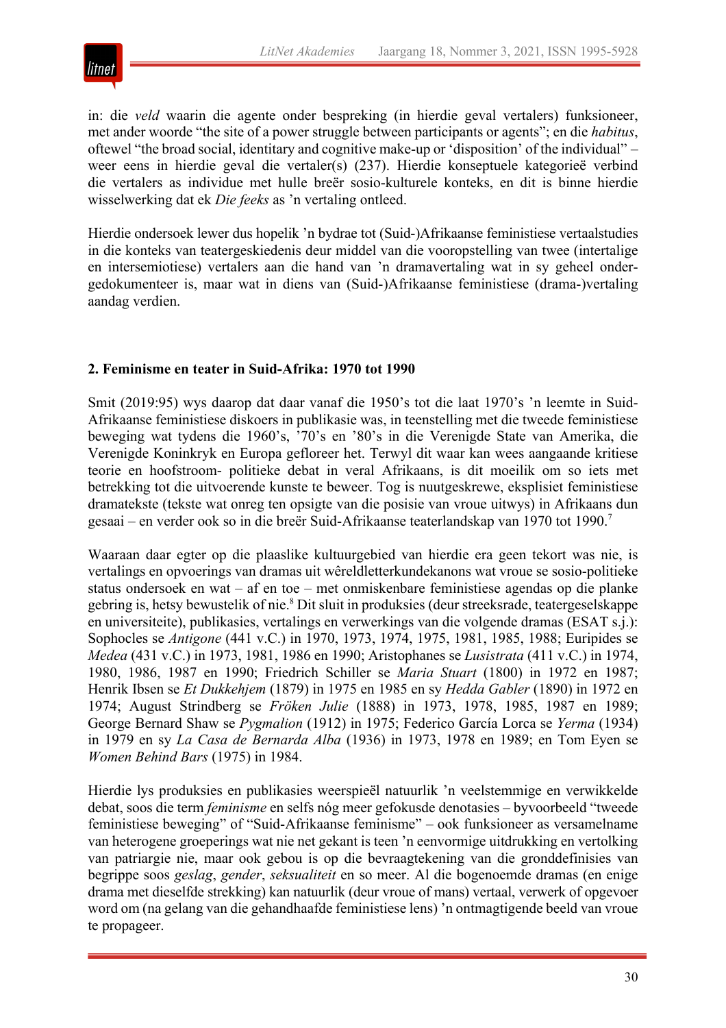in: die *veld* waarin die agente onder bespreking (in hierdie geval vertalers) funksioneer, met ander woorde "the site of a power struggle between participants or agents"; en die *habitus*, oftewel "the broad social, identitary and cognitive make-up or 'disposition' of the individual" – weer eens in hierdie geval die vertaler(s) (237). Hierdie konseptuele kategorieë verbind die vertalers as individue met hulle breër sosio-kulturele konteks, en dit is binne hierdie wisselwerking dat ek *Die feeks* as 'n vertaling ontleed.

Hierdie ondersoek lewer dus hopelik 'n bydrae tot (Suid-)Afrikaanse feministiese vertaalstudies in die konteks van teatergeskiedenis deur middel van die vooropstelling van twee (intertalige en intersemiotiese) vertalers aan die hand van 'n dramavertaling wat in sy geheel ondergedokumenteer is, maar wat in diens van (Suid-)Afrikaanse feministiese (drama-)vertaling aandag verdien.

## 2. Feminisme en teater in Suid-Afrika: 1970 tot 1990

Smit (2019:95) wys daarop dat daar vanaf die 1950's tot die laat 1970's 'n leemte in Suid-Afrikaanse feministiese diskoers in publikasie was, in teenstelling met die tweede feministiese beweging wat tydens die 1960's, '70's en '80's in die Verenigde State van Amerika, die Verenigde Koninkryk en Europa gefloreer het. Terwyl dit waar kan wees aangaande kritiese teorie en hoofstroom- politieke debat in veral Afrikaans, is dit moeilik om so iets met betrekking tot die uitvoerende kunste te beweer. Tog is nuutgeskrewe, eksplisiet feministiese dramatekste (tekste wat onreg ten opsigte van die posisie van vroue uitwys) in Afrikaans dun gesaai – en verder ook so in die breër Suid-Afrikaanse teaterlandskap van 1970 tot 1990.[7]

Waaraan daar egter op die plaaslike kultuurgebied van hierdie era geen tekort was nie, is vertalings en opvoerings van dramas uit wêreldletterkundekanons wat vroue se sosio-politieke status ondersoek en wat – af en toe – met onmiskenbare feministiese agendas op die planke gebring is, hetsy bewustelik of nie.[8] Dit sluit in produksies (deur streeksrade, teatergeselskappe en universiteite), publikasies, vertalings en verwerkings van die volgende dramas (ESAT s.j.): Sophocles se *Antigone* (441 v.C.) in 1970, 1973, 1974, 1975, 1981, 1985, 1988; Euripides se *Medea* (431 v.C.) in 1973, 1981, 1986 en 1990; Aristophanes se *Lusistrata* (411 v.C.) in 1974, 1980, 1986, 1987 en 1990; Friedrich Schiller se *Maria Stuart* (1800) in 1972 en 1987; Henrik Ibsen se *Et Dukkehjem* (1879) in 1975 en 1985 en sy *Hedda Gabler* (1890) in 1972 en 1974; August Strindberg se *Fröken Julie* (1888) in 1973, 1978, 1985, 1987 en 1989; George Bernard Shaw se *Pygmalion* (1912) in 1975; Federico García Lorca se *Yerma* (1934) in 1979 en sy *La Casa de Bernarda Alba* (1936) in 1973, 1978 en 1989; en Tom Eyen se *Women Behind Bars* (1975) in 1984.

Hierdie lys produksies en publikasies weerspieël natuurlik 'n veelstemmige en verwikkelde debat, soos die term *feminisme* en selfs nóg meer gefokusde denotasies – byvoorbeeld "tweede feministiese beweging" of "Suid-Afrikaanse feminisme" – ook funksioneer as versamelname van heterogene groeperings wat nie net gekant is teen 'n eenvormige uitdrukking en vertolking van patriargie nie, maar ook gebou is op die bevraagtekening van die gronddefinisies van begrippe soos *geslag*, *gender*, *seksualiteit* en so meer. Al die bogenoemde dramas (en enige drama met dieselfde strekking) kan natuurlik (deur vroue of mans) vertaal, verwerk of opgevoer word om (na gelang van die gehandhaafde feministiese lens) 'n ontmagtigende beeld van vroue te propageer.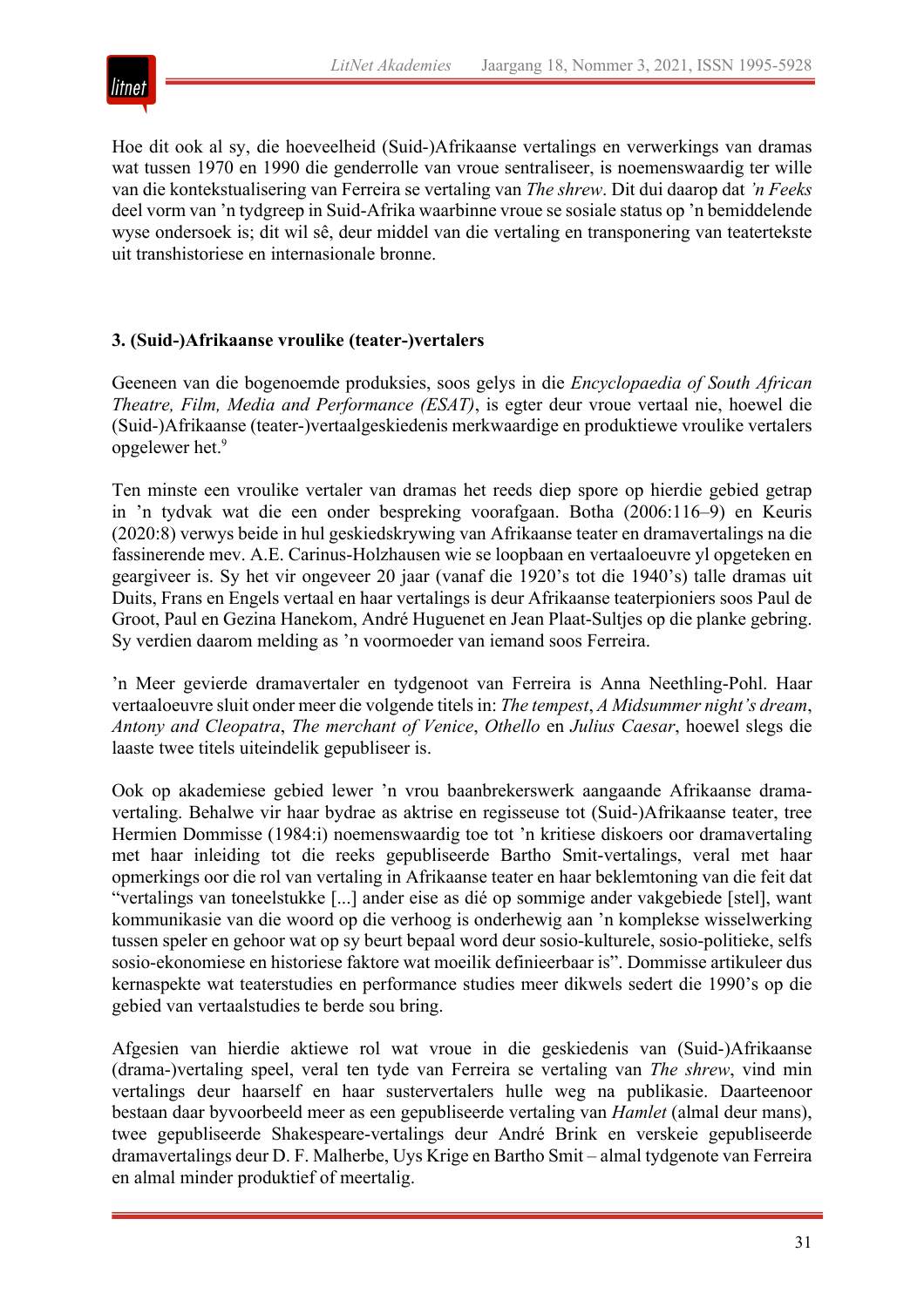Hoe dit ook al sy, die hoeveelheid (Suid-)Afrikaanse vertalings en verwerkings van dramas wat tussen 1970 en 1990 die genderrolle van vroue sentraliseer, is noemenswaardig ter wille van die kontekstualisering van Ferreira se vertaling van *The shrew*. Dit dui daarop dat *'n Feeks* deel vorm van 'n tydgreep in Suid-Afrika waarbinne vroue se sosiale status op 'n bemiddelende wyse ondersoek is; dit wil sê, deur middel van die vertaling en transponering van teatertekste uit transhistoriese en internasionale bronne.

### 3. (Suid-)Afrikaanse vroulike (teater-)vertalers

Geeneen van die bogenoemde produksies, soos gelys in die *Encyclopaedia of South African Theatre, Film, Media and Performance (ESAT)*, is egter deur vroue vertaal nie, hoewel die (Suid-)Afrikaanse (teater-)vertaalgeskiedenis merkwaardige en produktiewe vroulike vertalers opgelewer het.[9]

Ten minste een vroulike vertaler van dramas het reeds diep spore op hierdie gebied getrap in 'n tydvak wat die een onder bespreking voorafgaan. Botha (2006:116–9) en Keuris (2020:8) verwys beide in hul geskiedskrywing van Afrikaanse teater en dramavertalings na die fassinerende mev. A.E. Carinus-Holzhausen wie se loopbaan en vertaaloeuvre yl opgeteken en geargiveer is. Sy het vir ongeveer 20 jaar (vanaf die 1920's tot die 1940's) talle dramas uit Duits, Frans en Engels vertaal en haar vertalings is deur Afrikaanse teaterpioniers soos Paul de Groot, Paul en Gezina Hanekom, André Huguenet en Jean Plaat-Sultjes op die planke gebring. Sy verdien daarom melding as 'n voormoeder van iemand soos Ferreira.

'n Meer gevierde dramavertaler en tydgenoot van Ferreira is Anna Neethling-Pohl. Haar vertaaloeuvre sluit onder meer die volgende titels in: *The tempest*, *A Midsummer night's dream*, *Antony and Cleopatra*, *The merchant of Venice*, *Othello* en *Julius Caesar*, hoewel slegs die laaste twee titels uiteindelik gepubliseer is.

Ook op akademiese gebied lewer 'n vrou baanbrekerswerk aangaande Afrikaanse drama-vertaling. Behalwe vir haar bydrae as aktrise en regisseuse tot (Suid-)Afrikaanse teater, tree Hermien Dommisse (1984:i) noemenswaardig toe tot 'n kritiese diskoers oor dramavertaling met haar inleiding tot die reeks gepubliseerde Bartho Smit-vertalings, veral met haar opmerkings oor die rol van vertaling in Afrikaanse teater en haar beklemtoning van die feit dat "vertalings van toneelstukke [...] ander eise as dié op sommige ander vakgebiede [stel], want kommunikasie van die woord op die verhoog is onderhewig aan 'n komplekse wisselwerking tussen speler en gehoor wat op sy beurt bepaal word deur sosio-kulturele, sosio-politieke, selfs sosio-ekonomiese en historiese faktore wat moeilik definieerbaar is". Dommisse artikuleer dus kernaspekte wat teaterstudies en performance studies meer dikwels sedert die 1990's op die gebied van vertaalstudies te berde sou bring.

Afgesien van hierdie aktiewe rol wat vroue in die geskiedenis van (Suid-)Afrikaanse (drama-)vertaling speel, veral ten tyde van Ferreira se vertaling van *The shrew*, vind min vertalings deur haarself en haar sustervertalers hulle weg na publikasie. Daarteenoor bestaan daar byvoorbeeld meer as een gepubliseerde vertaling van *Hamlet* (almal deur mans), twee gepubliseerde Shakespeare-vertalings deur André Brink en verskeie gepubliseerde dramavertalings deur D. F. Malherbe, Uys Krige en Bartho Smit – almal tydgenote van Ferreira en almal minder produktief of meertalig.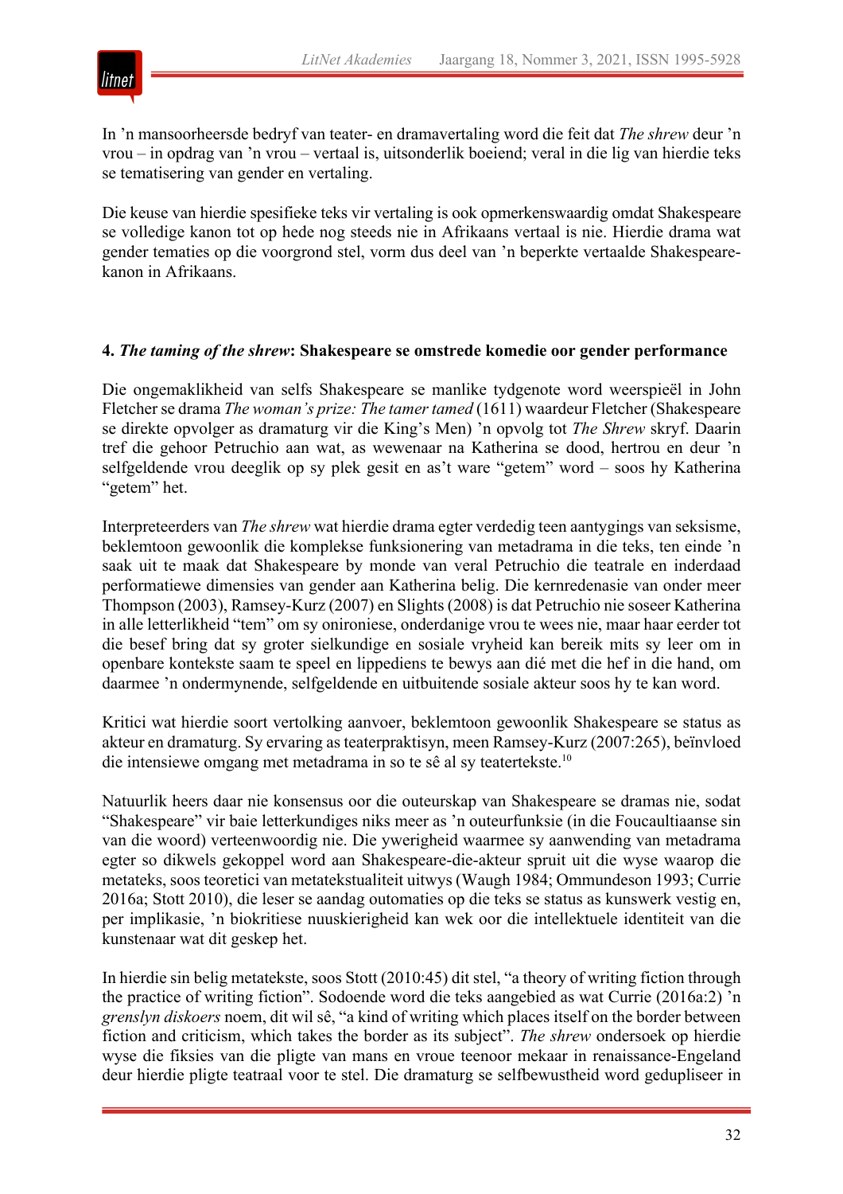In ’n mansoorheersde bedryf van teater- en dramavertaling word die feit dat *The shrew* deur ’n vrou – in opdrag van ’n vrou – vertaal is, uitsonderlik boeiend; veral in die lig van hierdie teks se tematisering van gender en vertaling.

Die keuse van hierdie spesifieke teks vir vertaling is ook opmerkenswaardig omdat Shakespeare se volledige kanon tot op hede nog steeds nie in Afrikaans vertaal is nie. Hierdie drama wat gender tematies op die voorgrond stel, vorm dus deel van ’n beperkte vertaalde Shakespeare-kanon in Afrikaans.

## 4. *The taming of the shrew*: Shakespeare se omstrede komedie oor gender performance

Die ongemaklikheid van selfs Shakespeare se manlike tydgenote word weerspieël in John Fletcher se drama *The woman’s prize: The tamer tamed* (1611) waardeur Fletcher (Shakespeare se direkte opvolger as dramaturg vir die King’s Men) ’n opvolg tot *The Shrew* skryf. Daarin tref die gehoor Petruchio aan wat, as wewenaar na Katherina se dood, hertrou en deur ’n selfgeldende vrou deeglik op sy plek gesit en as’t ware “getem” word – soos hy Katherina “getem” het.

Interpreteerders van *The shrew* wat hierdie drama egter verdedig teen aantygings van seksisme, beklemtoon gewoonlik die komplekse funksionering van metadrama in die teks, ten einde ’n saak uit te maak dat Shakespeare by monde van veral Petruchio die teatrale en inderdaad performatiewe dimensies van gender aan Katherina belig. Die kernredenasie van onder meer Thompson (2003), Ramsey-Kurz (2007) en Slights (2008) is dat Petruchio nie soseer Katherina in alle letterlikheid “tem” om sy onironiese, onderdanige vrou te wees nie, maar haar eerder tot die besef bring dat sy groter sielkundige en sosiale vryheid kan bereik mits sy leer om in openbare kontekste saam te speel en lippediens te bewys aan dié met die hef in die hand, om daarmee ’n ondermynende, selfgeldende en uitbuitende sosiale akteur soos hy te kan word.

Kritici wat hierdie soort vertolking aanvoer, beklemtoon gewoonlik Shakespeare se status as akteur en dramaturg. Sy ervaring as teaterpraktisyn, meen Ramsey-Kurz (2007:265), beïnvloed die intensiewe omgang met metadrama in so te sê al sy teatertekste.[10]

Natuurlik heers daar nie konsensus oor die outeurskap van Shakespeare se dramas nie, sodat “Shakespeare” vir baie letterkundiges niks meer as ’n outeurfunksie (in die Foucaultiaanse sin van die woord) verteenwoordig nie. Die ywerigheid waarmee sy aanwending van metadrama egter so dikwels gekoppel word aan Shakespeare-die-akteur spruit uit die wyse waarop die metateks, soos teoretici van metatekstualiteit uitwys (Waugh 1984; Ommundeson 1993; Currie 2016a; Stott 2010), die leser se aandag outomaties op die teks se status as kunswerk vestig en, per implikasie, ’n biokritiese nuuskierigheid kan wek oor die intellektuele identiteit van die kunstenaar wat dit geskep het.

In hierdie sin belig metatekste, soos Stott (2010:45) dit stel, “a theory of writing fiction through the practice of writing fiction”. Sodoende word die teks aangebied as wat Currie (2016a:2) ’n *grenslyn diskoers* noem, dit wil sê, “a kind of writing which places itself on the border between fiction and criticism, which takes the border as its subject”. *The shrew* ondersoek op hierdie wyse die fiksies van die pligte van mans en vroue teenoor mekaar in renaissance-Engeland deur hierdie pligte teatraal voor te stel. Die dramaturg se selfbewustheid word gedupliseer in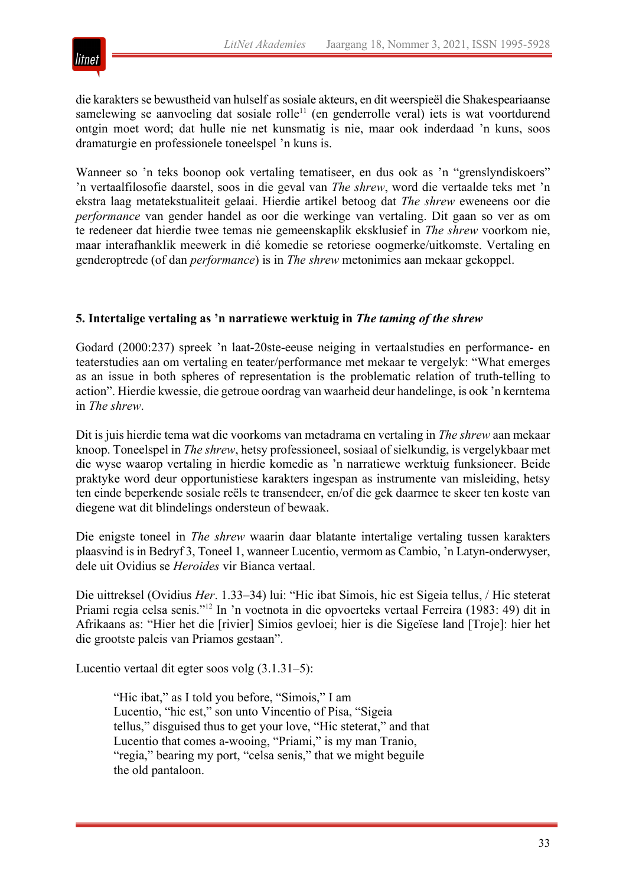die karakters se bewustheid van hulself as sosiale akteurs, en dit weerspieël die Shakespeariaanse samelewing se aanvoeling dat sosiale rolle[11] (en genderrolle veral) iets is wat voortdurend ontgin moet word; dat hulle nie net kunsmatig is nie, maar ook inderdaad 'n kuns, soos dramaturgie en professionele toneelspel 'n kuns is.

Wanneer so 'n teks boonop ook vertaling tematiseer, en dus ook as 'n "grenslyndiskoers" 'n vertaalfilosofie daarstel, soos in die geval van *The shrew*, word die vertaalde teks met 'n ekstra laag metatekstualiteit gelaai. Hierdie artikel betoog dat *The shrew* eweneens oor die *performance* van gender handel as oor die werkinge van vertaling. Dit gaan so ver as om te redeneer dat hierdie twee temas nie gemeenskaplik eksklusief in *The shrew* voorkom nie, maar interafhanklik meewerk in dié komedie se retoriese oogmerke/uitkomste. Vertaling en genderoptrede (of dan *performance*) is in *The shrew* metonimies aan mekaar gekoppel.

## 5. Intertalige vertaling as 'n narratiewe werktuig in *The taming of the shrew*

Godard (2000:237) spreek 'n laat-20ste-eeuse neiging in vertaalstudies en performance- en teaterstudies aan om vertaling en teater/performance met mekaar te vergelyk: "What emerges as an issue in both spheres of representation is the problematic relation of truth-telling to action". Hierdie kwessie, die getroue oordrag van waarheid deur handelinge, is ook 'n kerntema in *The shrew*.

Dit is juis hierdie tema wat die voorkoms van metadrama en vertaling in *The shrew* aan mekaar knoop. Toneelspel in *The shrew*, hetsy professioneel, sosiaal of sielkundig, is vergelykbaar met die wyse waarop vertaling in hierdie komedie as 'n narratiewe werktuig funksioneer. Beide praktyke word deur opportunistiese karakters ingespan as instrumente van misleiding, hetsy ten einde beperkende sosiale reëls te transendeer, en/of die gek daarmee te skeer ten koste van diegene wat dit blindelings ondersteun of bewaak.

Die enigste toneel in *The shrew* waarin daar blatante intertalige vertaling tussen karakters plaasvind is in Bedryf 3, Toneel 1, wanneer Lucentio, vermom as Cambio, 'n Latyn-onderwyser, dele uit Ovidius se *Heroides* vir Bianca vertaal.

Die uittreksel (Ovidius *Her*. 1.33–34) lui: "Hic ibat Simois, hic est Sigeia tellus, / Hic steterat Priami regia celsa senis."[12] In 'n voetnota in die opvoerteks vertaal Ferreira (1983: 49) dit in Afrikaans as: "Hier het die [rivier] Simios gevloei; hier is die Sigeïese land [Troje]: hier het die grootste paleis van Priamos gestaan".

Lucentio vertaal dit egter soos volg (3.1.31–5):

> "Hic ibat," as I told you before, "Simois," I am
> Lucentio, "hic est," son unto Vincentio of Pisa, "Sigeia
> tellus," disguised thus to get your love, "Hic steterat," and that
> Lucentio that comes a-wooing, "Priami," is my man Tranio,
> "regia," bearing my port, "celsa senis," that we might beguile
> the old pantaloon.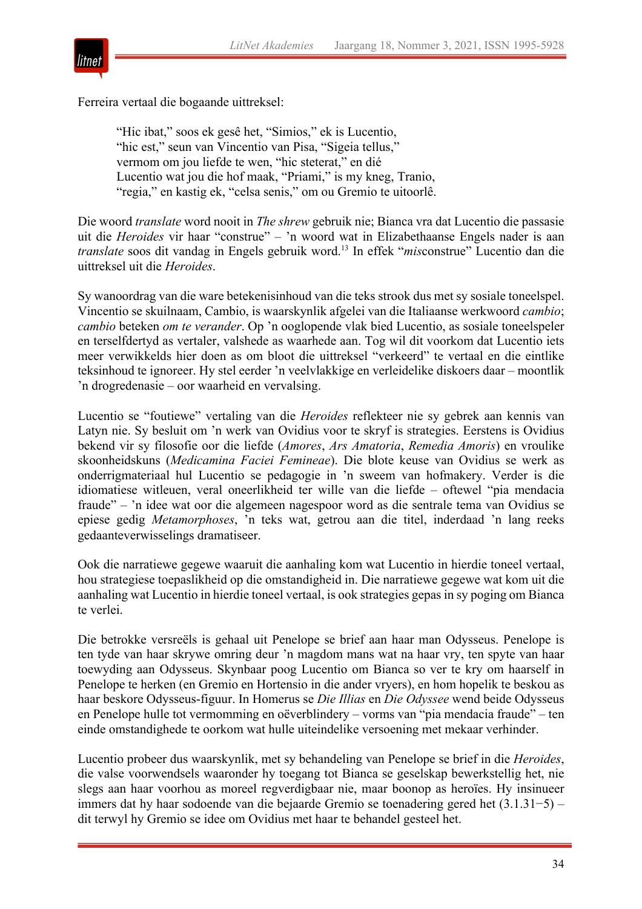Ferreira vertaal die bogaande uittreksel:

> "Hic ibat," soos ek gesê het, "Simios," ek is Lucentio,  
> "hic est," seun van Vincentio van Pisa, "Sigeia tellus,"  
> vermom om jou liefde te wen, "hic steterat," en dié  
> Lucentio wat jou die hof maak, "Priami," is my kneg, Tranio,  
> "regia," en kastig ek, "celsa senis," om ou Gremio te uitoorlê.

Die woord *translate* word nooit in *The shrew* gebruik nie; Bianca vra dat Lucentio die passasie uit die *Heroides* vir haar "construe" – 'n woord wat in Elizabethaanse Engels nader is aan *translate* soos dit vandag in Engels gebruik word.[13] In effek "*mis*construe" Lucentio dan die uittreksel uit die *Heroides*.

Sy wanoordrag van die ware betekenisinhoud van die teks strook dus met sy sosiale toneelspel. Vincentio se skuilnaam, Cambio, is waarskynlik afgelei van die Italiaanse werkwoord *cambio*; *cambio* beteken *om te verander*. Op 'n ooglopende vlak bied Lucentio, as sosiale toneelspeler en terselfdertyd as vertaler, valshede as waarhede aan. Tog wil dit voorkom dat Lucentio iets meer verwikkelds hier doen as om bloot die uittreksel "verkeerd" te vertaal en die eintlike teksinhoud te ignoreer. Hy stel eerder 'n veelvlakkige en verleidelike diskoers daar – moontlik 'n drogredenasie – oor waarheid en vervalsing.

Lucentio se "foutiewe" vertaling van die *Heroides* reflekteer nie sy gebrek aan kennis van Latyn nie. Sy besluit om 'n werk van Ovidius voor te skryf is strategies. Eerstens is Ovidius bekend vir sy filosofie oor die liefde (*Amores*, *Ars Amatoria*, *Remedia Amoris*) en vroulike skoonheidskuns (*Medicamina Faciei Femineae*). Die blote keuse van Ovidius se werk as onderrigmateriaal hul Lucentio se pedagogie in 'n sweem van hofmakery. Verder is die idiomatiese witleuen, veral oneerlikheid ter wille van die liefde – oftewel "pia mendacia fraude" – 'n idee wat oor die algemeen nagespoor word as die sentrale tema van Ovidius se epiese gedig *Metamorphoses*, 'n teks wat, getrou aan die titel, inderdaad 'n lang reeks gedaanteverwisselings dramatiseer.

Ook die narratiewe gegewe waaruit die aanhaling kom wat Lucentio in hierdie toneel vertaal, hou strategiese toepaslikheid op die omstandigheid in. Die narratiewe gegewe wat kom uit die aanhaling wat Lucentio in hierdie toneel vertaal, is ook strategies gepas in sy poging om Bianca te verlei.

Die betrokke versreëls is gehaal uit Penelope se brief aan haar man Odysseus. Penelope is ten tyde van haar skrywe omring deur 'n magdom mans wat na haar vry, ten spyte van haar toewyding aan Odysseus. Skynbaar poog Lucentio om Bianca so ver te kry om haarself in Penelope te herken (en Gremio en Hortensio in die ander vryers), en hom hopelik te beskou as haar beskore Odysseus-figuur. In Homerus se *Die Illias* en *Die Odyssee* wend beide Odysseus en Penelope hulle tot vermomming en oëverblindery – vorms van "pia mendacia fraude" – ten einde omstandighede te oorkom wat hulle uiteindelike versoening met mekaar verhinder.

Lucentio probeer dus waarskynlik, met sy behandeling van Penelope se brief in die *Heroides*, die valse voorwendsels waaronder hy toegang tot Bianca se geselskap bewerkstellig het, nie slegs aan haar voorhou as moreel regverdigbaar nie, maar boonop as heroïes. Hy insinueer immers dat hy haar sodoende van die bejaarde Gremio se toenadering gered het (3.1.31−5) – dit terwyl hy Gremio se idee om Ovidius met haar te behandel gesteel het.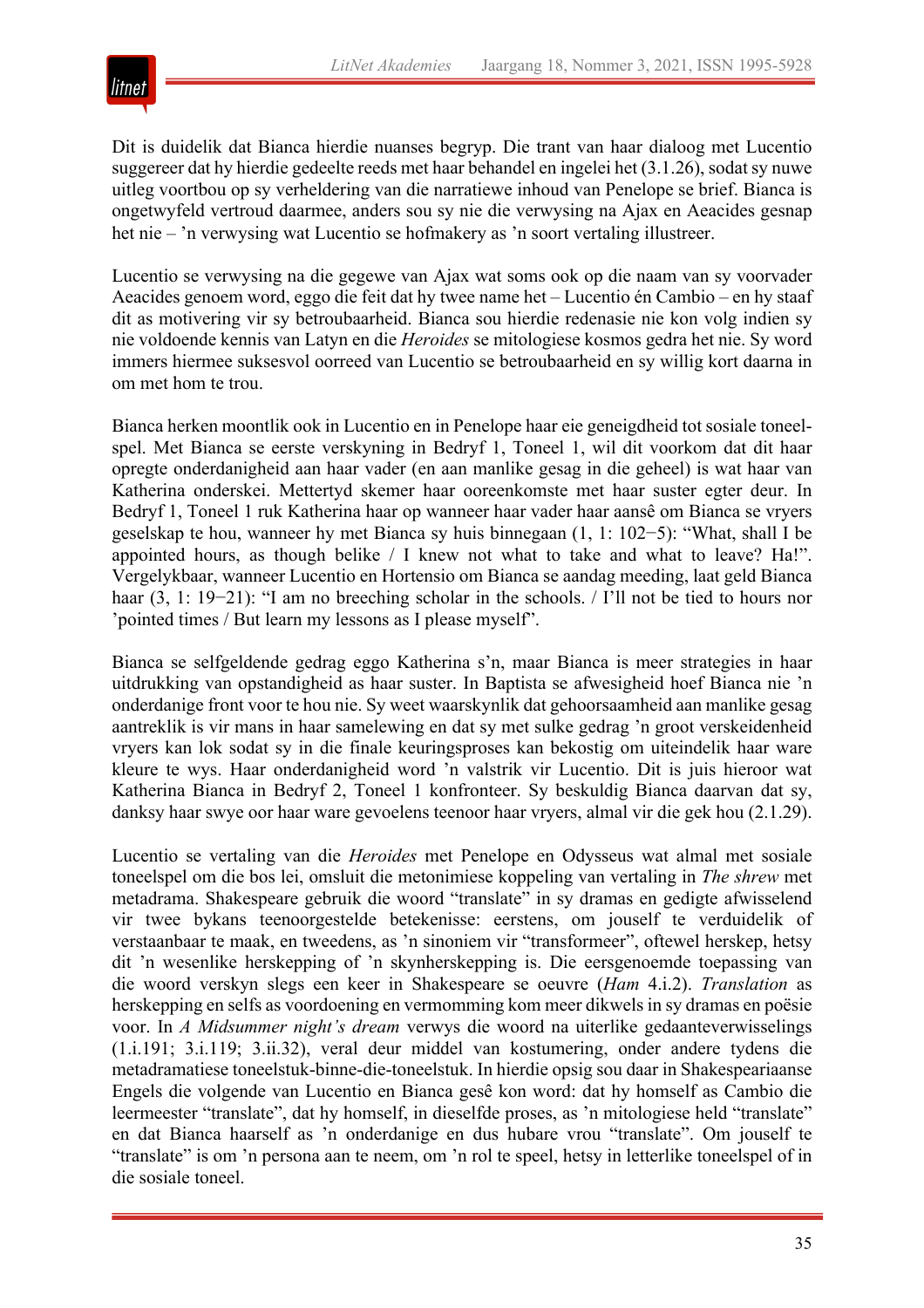Dit is duidelik dat Bianca hierdie nuanses begryp. Die trant van haar dialoog met Lucentio suggereer dat hy hierdie gedeelte reeds met haar behandel en ingelei het (3.1.26), sodat sy nuwe uitleg voortbou op sy verheldering van die narratiewe inhoud van Penelope se brief. Bianca is ongetwyfeld vertroud daarmee, anders sou sy nie die verwysing na Ajax en Aeacides gesnap het nie – ’n verwysing wat Lucentio se hofmakery as ’n soort vertaling illustreer.

Lucentio se verwysing na die gegewe van Ajax wat soms ook op die naam van sy voorvader Aeacides genoem word, eggo die feit dat hy twee name het – Lucentio én Cambio – en hy staaf dit as motivering vir sy betroubaarheid. Bianca sou hierdie redenasie nie kon volg indien sy nie voldoende kennis van Latyn en die *Heroides* se mitologiese kosmos gedra het nie. Sy word immers hiermee suksesvol oorreed van Lucentio se betroubaarheid en sy willig kort daarna in om met hom te trou.

Bianca herken moontlik ook in Lucentio en in Penelope haar eie geneigdheid tot sosiale toneelspel. Met Bianca se eerste verskyning in Bedryf 1, Toneel 1, wil dit voorkom dat dit haar opregte onderdanigheid aan haar vader (en aan manlike gesag in die geheel) is wat haar van Katherina onderskei. Mettertyd skemer haar ooreenkomste met haar suster egter deur. In Bedryf 1, Toneel 1 ruk Katherina haar op wanneer haar vader haar aansê om Bianca se vryers geselskap te hou, wanneer hy met Bianca sy huis binnegaan (1, 1: 102−5): “What, shall I be appointed hours, as though belike / I knew not what to take and what to leave? Ha!”. Vergelykbaar, wanneer Lucentio en Hortensio om Bianca se aandag meeding, laat geld Bianca haar (3, 1: 19−21): “I am no breeching scholar in the schools. / I’ll not be tied to hours nor ’pointed times / But learn my lessons as I please myself”.

Bianca se selfgeldende gedrag eggo Katherina s’n, maar Bianca is meer strategies in haar uitdrukking van opstandigheid as haar suster. In Baptista se afwesigheid hoef Bianca nie ’n onderdanige front voor te hou nie. Sy weet waarskynlik dat gehoorsaamheid aan manlike gesag aantreklik is vir mans in haar samelewing en dat sy met sulke gedrag ’n groot verskeidenheid vryers kan lok sodat sy in die finale keuringsproses kan bekostig om uiteindelik haar ware kleure te wys. Haar onderdanigheid word ’n valstrik vir Lucentio. Dit is juis hieroor wat Katherina Bianca in Bedryf 2, Toneel 1 konfronteer. Sy beskuldig Bianca daarvan dat sy, danksy haar swye oor haar ware gevoelens teenoor haar vryers, almal vir die gek hou (2.1.29).

Lucentio se vertaling van die *Heroides* met Penelope en Odysseus wat almal met sosiale toneelspel om die bos lei, omsluit die metonimiese koppeling van vertaling in *The shrew* met metadrama. Shakespeare gebruik die woord “translate” in sy dramas en gedigte afwisselend vir twee bykans teenoorgestelde betekenisse: eerstens, om jouself te verduidelik of verstaanbaar te maak, en tweedens, as ’n sinoniem vir “transformeer”, oftewel herskep, hetsy dit ’n wesenlike herskepping of ’n skynherskepping is. Die eersgenoemde toepassing van die woord verskyn slegs een keer in Shakespeare se oeuvre (*Ham* 4.i.2). *Translation* as herskepping en selfs as voordoening en vermomming kom meer dikwels in sy dramas en poësie voor. In *A Midsummer night’s dream* verwys die woord na uiterlike gedaanteverwisselings (1.i.191; 3.i.119; 3.ii.32), veral deur middel van kostumering, onder andere tydens die metadramatiese toneelstuk-binne-die-toneelstuk. In hierdie opsig sou daar in Shakespeariaanse Engels die volgende van Lucentio en Bianca gesê kon word: dat hy homself as Cambio die leermeester “translate”, dat hy homself, in dieselfde proses, as ’n mitologiese held “translate” en dat Bianca haarself as ’n onderdanige en dus hubare vrou “translate”. Om jouself te “translate” is om ’n persona aan te neem, om ’n rol te speel, hetsy in letterlike toneelspel of in die sosiale toneel.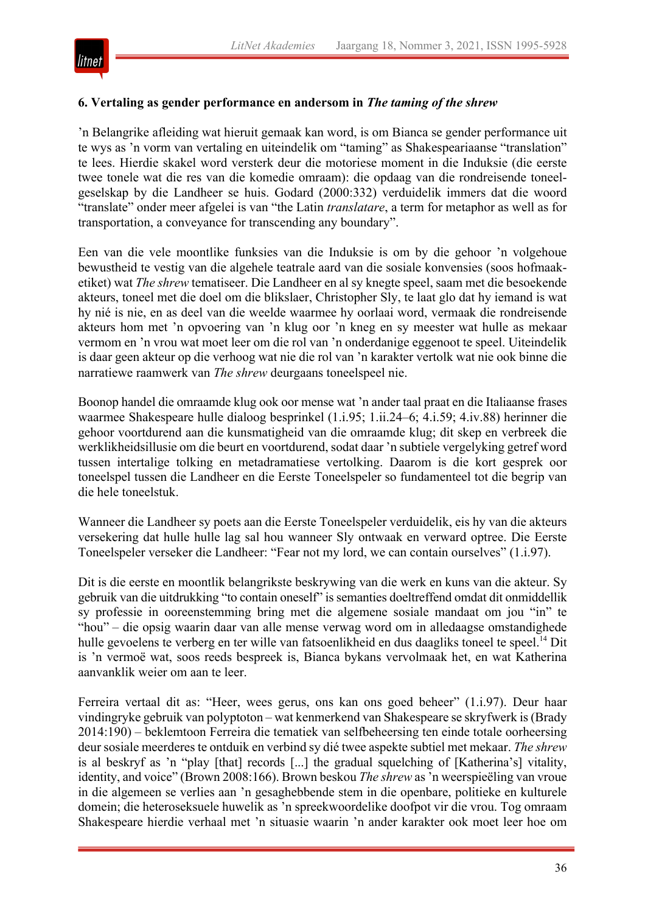### 6. Vertaling as gender performance en andersom in *The taming of the shrew*

ʼn Belangrike afleiding wat hieruit gemaak kan word, is om Bianca se gender performance uit te wys as ʼn vorm van vertaling en uiteindelik om "taming" as Shakespeariaanse "translation" te lees. Hierdie skakel word versterk deur die motoriese moment in die Induksie (die eerste twee tonele wat die res van die komedie omraam): die opdaag van die rondreisende toneel-geselskap by die Landheer se huis. Godard (2000:332) verduidelik immers dat die woord "translate" onder meer afgelei is van "the Latin *translatare*, a term for metaphor as well as for transportation, a conveyance for transcending any boundary".

Een van die vele moontlike funksies van die Induksie is om by die gehoor ʼn volgehoue bewustheid te vestig van die algehele teatrale aard van die sosiale konvensies (soos hofmaak-etiket) wat *The shrew* tematiseer. Die Landheer en al sy knegte speel, saam met die besoekende akteurs, toneel met die doel om die blikslaer, Christopher Sly, te laat glo dat hy iemand is wat hy nié is nie, en as deel van die weelde waarmee hy oorlaai word, vermaak die rondreisende akteurs hom met ʼn opvoering van ʼn klug oor ʼn kneg en sy meester wat hulle as mekaar vermom en ʼn vrou wat moet leer om die rol van ʼn onderdanige eggenoot te speel. Uiteindelik is daar geen akteur op die verhoog wat nie die rol van ʼn karakter vertolk wat nie ook binne die narratiewe raamwerk van *The shrew* deurgaans toneelspeel nie.

Boonop handel die omraamde klug ook oor mense wat ʼn ander taal praat en die Italiaanse frases waarmee Shakespeare hulle dialoog besprinkel (1.i.95; 1.ii.24–6; 4.i.59; 4.iv.88) herinner die gehoor voortdurend aan die kunsmatigheid van die omraamde klug; dit skep en verbreek die werklikheidsillusie om die beurt en voortdurend, sodat daar ʼn subtiele vergelyking getref word tussen intertalige tolking en metadramatiese vertolking. Daarom is die kort gesprek oor toneelspel tussen die Landheer en die Eerste Toneelspeler so fundamenteel tot die begrip van die hele toneelstuk.

Wanneer die Landheer sy poets aan die Eerste Toneelspeler verduidelik, eis hy van die akteurs versekering dat hulle hulle lag sal hou wanneer Sly ontwaak en verward optree. Die Eerste Toneelspeler verseker die Landheer: "Fear not my lord, we can contain ourselves" (1.i.97).

Dit is die eerste en moontlik belangrikste beskrywing van die werk en kuns van die akteur. Sy gebruik van die uitdrukking "to contain oneself" is semanties doeltreffend omdat dit onmiddellik sy professie in ooreenstemming bring met die algemene sosiale mandaat om jou "in" te "hou" – die opsig waarin daar van alle mense verwag word om in alledaagse omstandighede hulle gevoelens te verberg en ter wille van fatsoenlikheid en dus daagliks toneel te speel.[14] Dit is ʼn vermoë wat, soos reeds bespreek is, Bianca bykans vervolmaak het, en wat Katherina aanvanklik weier om aan te leer.

Ferreira vertaal dit as: "Heer, wees gerus, ons kan ons goed beheer" (1.i.97). Deur haar vindingryke gebruik van polyptoton – wat kenmerkend van Shakespeare se skryfwerk is (Brady 2014:190) – beklemtoon Ferreira die tematiek van selfbeheersing ten einde totale oorheersing deur sosiale meerderes te ontduik en verbind sy dié twee aspekte subtiel met mekaar. *The shrew* is al beskryf as ʼn "play [that] records [...] the gradual squelching of [Katherina's] vitality, identity, and voice" (Brown 2008:166). Brown beskou *The shrew* as ʼn weerspieëling van vroue in die algemeen se verlies aan ʼn gesaghebbende stem in die openbare, politieke en kulturele domein; die heteroseksuele huwelik as ʼn spreekwoordelike doofpot vir die vrou. Tog omraam Shakespeare hierdie verhaal met ʼn situasie waarin ʼn ander karakter ook moet leer hoe om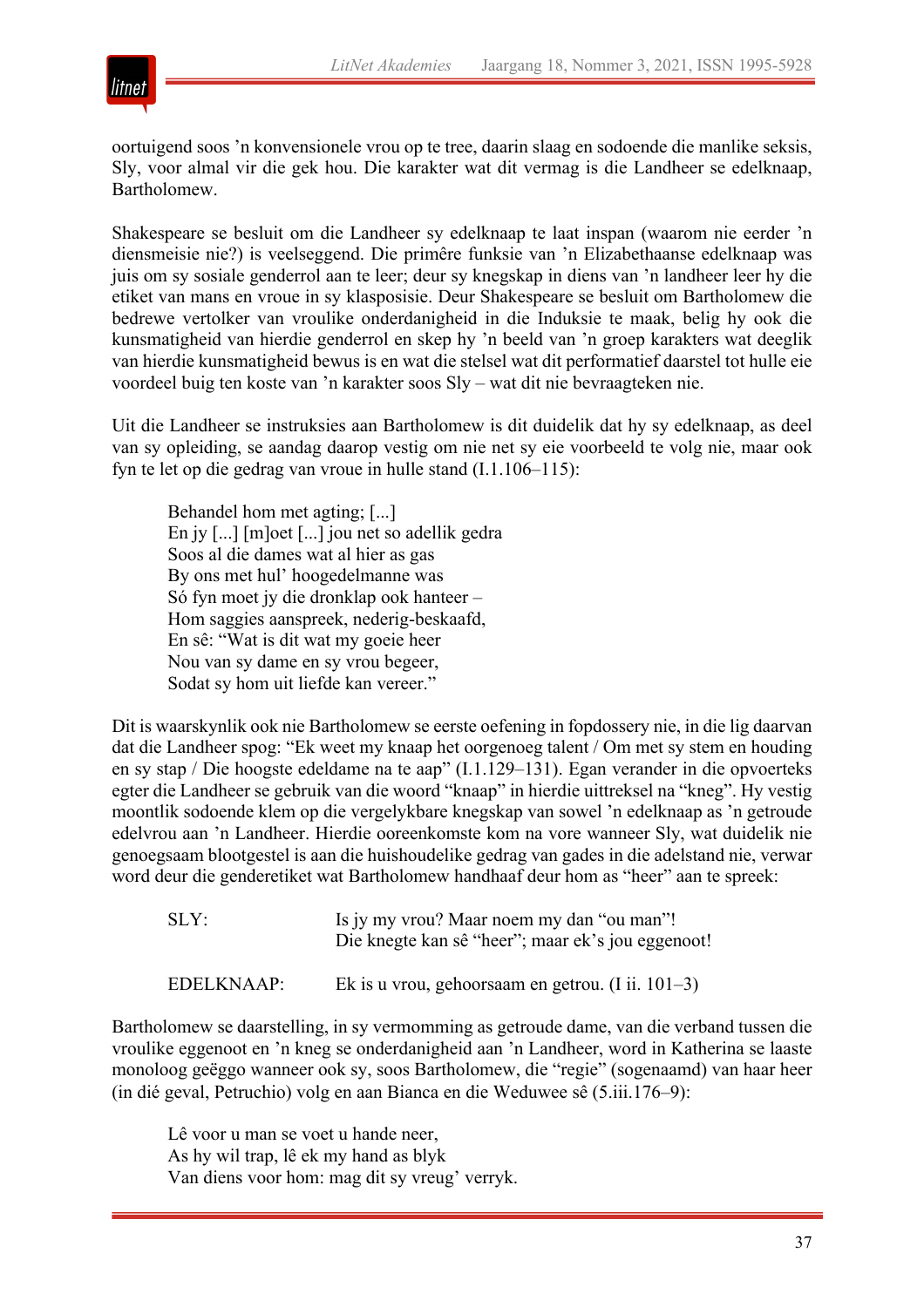oortuigend soos ’n konvensionele vrou op te tree, daarin slaag en sodoende die manlike seksis, Sly, voor almal vir die gek hou. Die karakter wat dit vermag is die Landheer se edelknaap, Bartholomew.

Shakespeare se besluit om die Landheer sy edelknaap te laat inspan (waarom nie eerder ’n diensmeisie nie?) is veelseggend. Die primêre funksie van ’n Elizabethaanse edelknaap was juis om sy sosiale genderrol aan te leer; deur sy knegskap in diens van ’n landheer leer hy die etiket van mans en vroue in sy klasposisie. Deur Shakespeare se besluit om Bartholomew die bedrewe vertolker van vroulike onderdanigheid in die Induksie te maak, belig hy ook die kunsmatigheid van hierdie genderrol en skep hy ’n beeld van ’n groep karakters wat deeglik van hierdie kunsmatigheid bewus is en wat die stelsel wat dit performatief daarstel tot hulle eie voordeel buig ten koste van ’n karakter soos Sly – wat dit nie bevraagteken nie.

Uit die Landheer se instruksies aan Bartholomew is dit duidelik dat hy sy edelknaap, as deel van sy opleiding, se aandag daarop vestig om nie net sy eie voorbeeld te volg nie, maar ook fyn te let op die gedrag van vroue in hulle stand (I.1.106–115):

> Behandel hom met agting; [...]
> En jy [...] [m]oet [...] jou net so adellik gedra
> Soos al die dames wat al hier as gas
> By ons met hul’ hoogedelmanne was
> Só fyn moet jy die dronklap ook hanteer –
> Hom saggies aanspreek, nederig-beskaafd,
> En sê: “Wat is dit wat my goeie heer
> Nou van sy dame en sy vrou begeer,
> Sodat sy hom uit liefde kan vereer.”

Dit is waarskynlik ook nie Bartholomew se eerste oefening in fopdossery nie, in die lig daarvan dat die Landheer spog: “Ek weet my knaap het oorgenoeg talent / Om met sy stem en houding en sy stap / Die hoogste edeldame na te aap” (I.1.129–131). Egan verander in die opvoerteks egter die Landheer se gebruik van die woord “knaap” in hierdie uittreksel na “kneg”. Hy vestig moontlik sodoende klem op die vergelykbare knegskap van sowel ’n edelknaap as ’n getroude edelvrou aan ’n Landheer. Hierdie ooreenkomste kom na vore wanneer Sly, wat duidelik nie genoegsaam blootgestel is aan die huishoudelike gedrag van gades in die adelstand nie, verwar word deur die genderetiket wat Bartholomew handhaaf deur hom as “heer” aan te spreek:

> SLY: Is jy my vrou? Maar noem my dan “ou man”!
> Die knegte kan sê “heer”; maar ek’s jou eggenoot!
>
> EDELKNAAP: Ek is u vrou, gehoorsaam en getrou. (I ii. 101–3)

Bartholomew se daarstelling, in sy vermomming as getroude dame, van die verband tussen die vroulike eggenoot en ’n kneg se onderdanigheid aan ’n Landheer, word in Katherina se laaste monoloog geëggo wanneer ook sy, soos Bartholomew, die “regie” (sogenaamd) van haar heer (in dié geval, Petruchio) volg en aan Bianca en die Weduwee sê (5.iii.176–9):

> Lê voor u man se voet u hande neer,
> As hy wil trap, lê ek my hand as blyk
> Van diens voor hom: mag dit sy vreug’ verryk.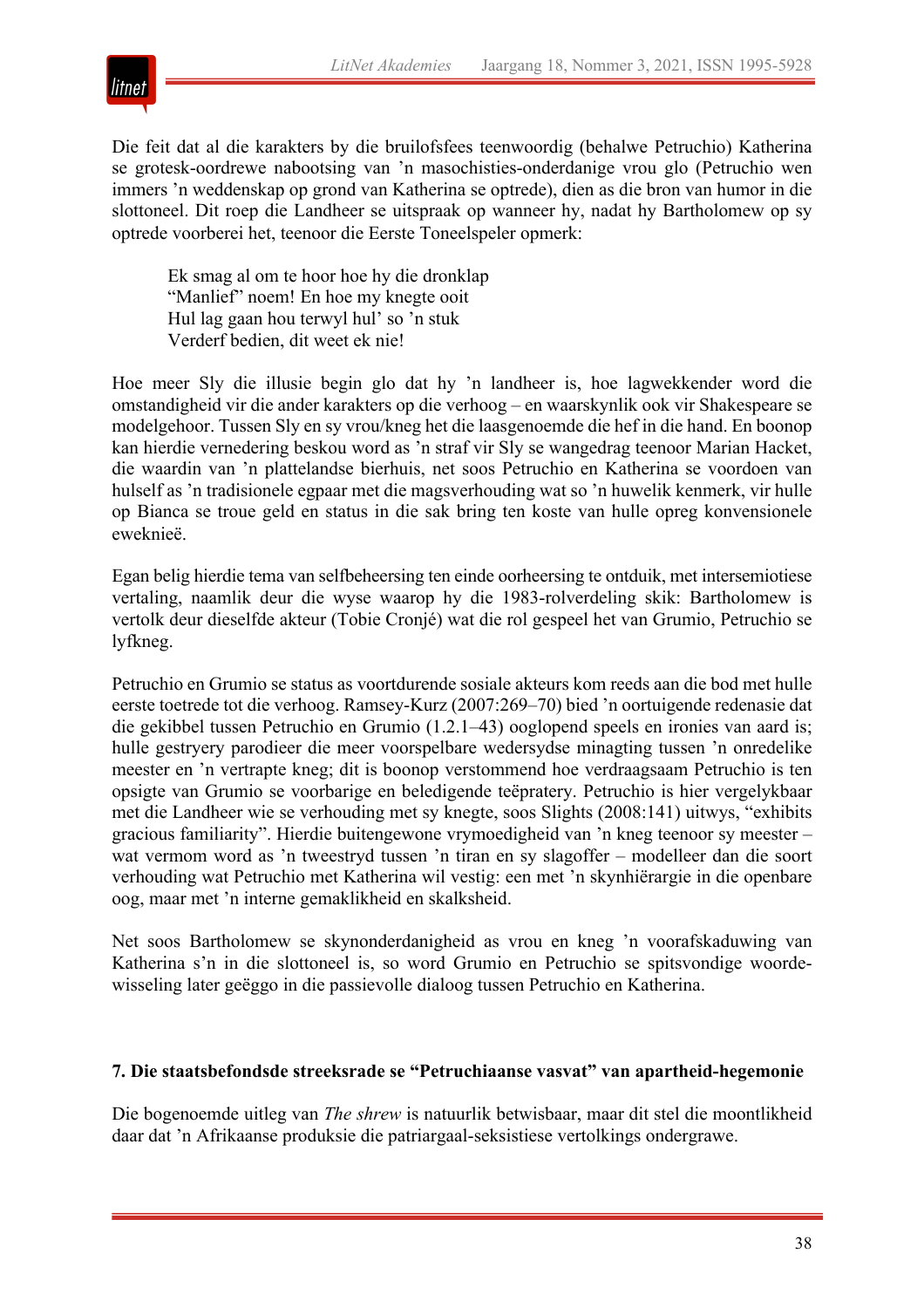Die feit dat al die karakters by die bruilofsfees teenwoordig (behalwe Petruchio) Katherina se grotesk-oordrewe nabootsing van ’n masochisties-onderdanige vrou glo (Petruchio wen immers ’n weddenskap op grond van Katherina se optrede), dien as die bron van humor in die slottoneel. Dit roep die Landheer se uitspraak op wanneer hy, nadat hy Bartholomew op sy optrede voorberei het, teenoor die Eerste Toneelspeler opmerk:

> Ek smag al om te hoor hoe hy die dronklap
> “Manlief” noem! En hoe my knegte ooit
> Hul lag gaan hou terwyl hul’ so ’n stuk
> Verderf bedien, dit weet ek nie!

Hoe meer Sly die illusie begin glo dat hy ’n landheer is, hoe lagwekkender word die omstandigheid vir die ander karakters op die verhoog – en waarskynlik ook vir Shakespeare se modelgehoor. Tussen Sly en sy vrou/kneg het die laasgenoemde die hef in die hand. En boonop kan hierdie vernedering beskou word as ’n straf vir Sly se wangedrag teenoor Marian Hacket, die waardin van ’n plattelandse bierhuis, net soos Petruchio en Katherina se voordoen van hulself as ’n tradisionele egpaar met die magsverhouding wat so ’n huwelik kenmerk, vir hulle op Bianca se troue geld en status in die sak bring ten koste van hulle opreg konvensionele eweknieë.

Egan belig hierdie tema van selfbeheersing ten einde oorheersing te ontduik, met intersemiotiese vertaling, naamlik deur die wyse waarop hy die 1983-rolverdeling skik: Bartholomew is vertolk deur dieselfde akteur (Tobie Cronjé) wat die rol gespeel het van Grumio, Petruchio se lyfkneg.

Petruchio en Grumio se status as voortdurende sosiale akteurs kom reeds aan die bod met hulle eerste toetrede tot die verhoog. Ramsey-Kurz (2007:269–70) bied ’n oortuigende redenasie dat die gekibbel tussen Petruchio en Grumio (1.2.1–43) ooglopend speels en ironies van aard is; hulle gestryery parodieer die meer voorspelbare wedersydse minagting tussen ’n onredelike meester en ’n vertrapte kneg; dit is boonop verstommend hoe verdraagsaam Petruchio is ten opsigte van Grumio se voorbarige en beledigende teëpratery. Petruchio is hier vergelykbaar met die Landheer wie se verhouding met sy knegte, soos Slights (2008:141) uitwys, “exhibits gracious familiarity”. Hierdie buitengewone vrymoedigheid van ’n kneg teenoor sy meester – wat vermom word as ’n tweestryd tussen ’n tiran en sy slagoffer – modelleer dan die soort verhouding wat Petruchio met Katherina wil vestig: een met ’n skynhiërargie in die openbare oog, maar met ’n interne gemaklikheid en skalksheid.

Net soos Bartholomew se skynonderdanigheid as vrou en kneg ’n voorafskaduwing van Katherina s’n in die slottoneel is, so word Grumio en Petruchio se spitsvondige woordewisseling later geëggo in die passievolle dialoog tussen Petruchio en Katherina.

## 7. Die staatsbefondsde streeksrade se “Petruchiaanse vasvat” van apartheid-hegemonie

Die bogenoemde uitleg van *The shrew* is natuurlik betwisbaar, maar dit stel die moontlikheid daar dat ’n Afrikaanse produksie die patriargaal-seksistiese vertolkings ondergrawe.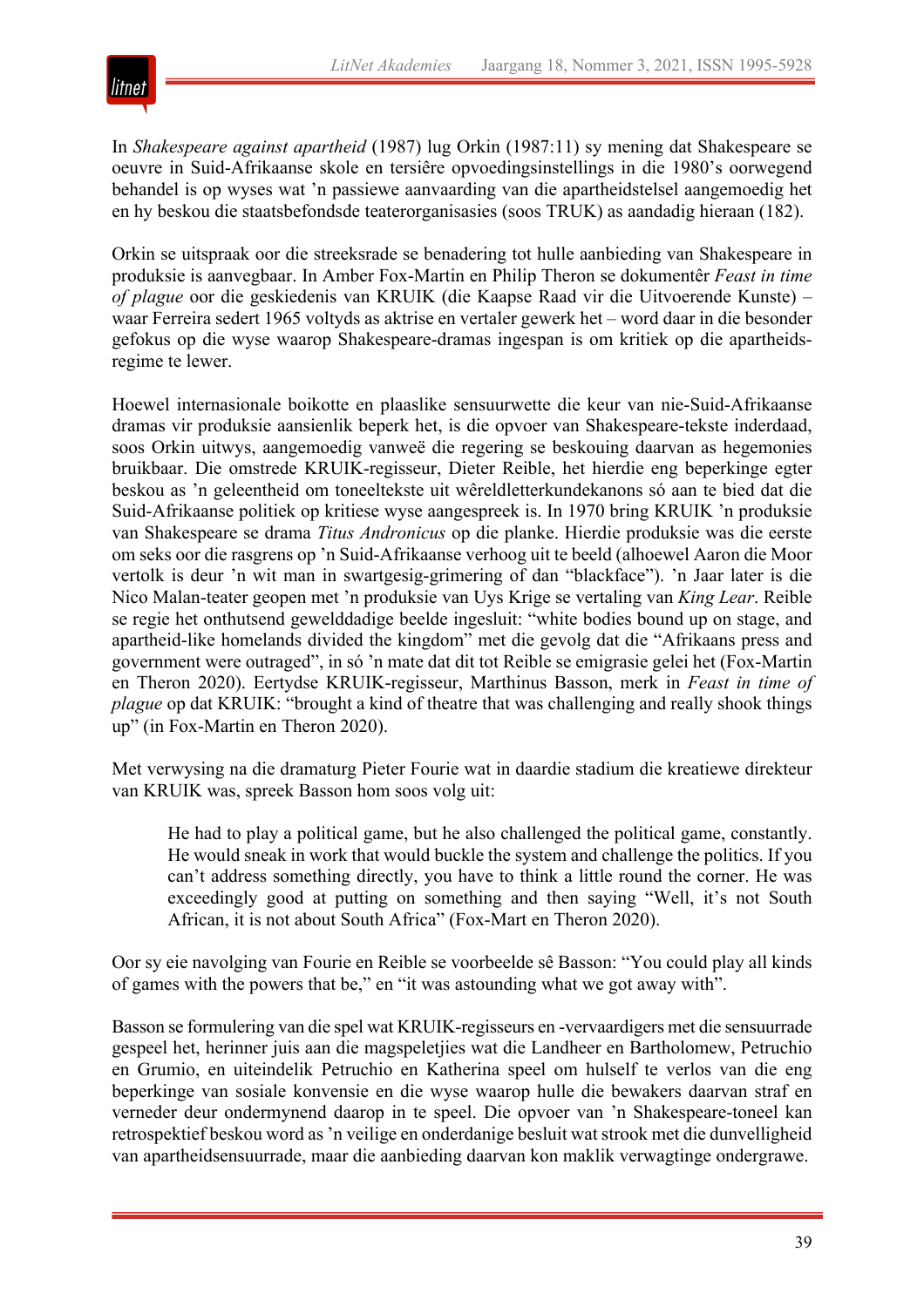In *Shakespeare against apartheid* (1987) lug Orkin (1987:11) sy mening dat Shakespeare se oeuvre in Suid-Afrikaanse skole en tersiêre opvoedingsinstellings in die 1980's oorwegend behandel is op wyses wat 'n passiewe aanvaarding van die apartheidstelsel aangemoedig het en hy beskou die staatsbefondsde teaterorganisasies (soos TRUK) as aandadig hieraan (182).

Orkin se uitspraak oor die streeksrade se benadering tot hulle aanbieding van Shakespeare in produksie is aanvegbaar. In Amber Fox-Martin en Philip Theron se dokumentêr *Feast in time of plague* oor die geskiedenis van KRUIK (die Kaapse Raad vir die Uitvoerende Kunste) – waar Ferreira sedert 1965 voltyds as aktrise en vertaler gewerk het – word daar in die besonder gefokus op die wyse waarop Shakespeare-dramas ingespan is om kritiek op die apartheidsregime te lewer.

Hoewel internasionale boikotte en plaaslike sensuurwette die keur van nie-Suid-Afrikaanse dramas vir produksie aansienlik beperk het, is die opvoer van Shakespeare-tekste inderdaad, soos Orkin uitwys, aangemoedig vanweë die regering se beskouing daarvan as hegemonies bruikbaar. Die omstrede KRUIK-regisseur, Dieter Reible, het hierdie eng beperkinge egter beskou as 'n geleentheid om toneeltekste uit wêreldletterkundekanons só aan te bied dat die Suid-Afrikaanse politiek op kritiese wyse aangespreek is. In 1970 bring KRUIK 'n produksie van Shakespeare se drama *Titus Andronicus* op die planke. Hierdie produksie was die eerste om seks oor die rasgrens op 'n Suid-Afrikaanse verhoog uit te beeld (alhoewel Aaron die Moor vertolk is deur 'n wit man in swartgesig-grimering of dan "blackface"). 'n Jaar later is die Nico Malan-teater geopen met 'n produksie van Uys Krige se vertaling van *King Lear*. Reible se regie het onthutsend gewelddadige beelde ingesluit: "white bodies bound up on stage, and apartheid-like homelands divided the kingdom" met die gevolg dat die "Afrikaans press and government were outraged", in só 'n mate dat dit tot Reible se emigrasie gelei het (Fox-Martin en Theron 2020). Eertydse KRUIK-regisseur, Marthinus Basson, merk in *Feast in time of plague* op dat KRUIK: "brought a kind of theatre that was challenging and really shook things up" (in Fox-Martin en Theron 2020).

Met verwysing na die dramaturg Pieter Fourie wat in daardie stadium die kreatiewe direkteur van KRUIK was, spreek Basson hom soos volg uit:

> He had to play a political game, but he also challenged the political game, constantly. He would sneak in work that would buckle the system and challenge the politics. If you can't address something directly, you have to think a little round the corner. He was exceedingly good at putting on something and then saying "Well, it's not South African, it is not about South Africa" (Fox-Mart en Theron 2020).

Oor sy eie navolging van Fourie en Reible se voorbeelde sê Basson: "You could play all kinds of games with the powers that be," en "it was astounding what we got away with".

Basson se formulering van die spel wat KRUIK-regisseurs en -vervaardigers met die sensuurrade gespeel het, herinner juis aan die magspeletjies wat die Landheer en Bartholomew, Petruchio en Grumio, en uiteindelik Petruchio en Katherina speel om hulself te verlos van die eng beperkinge van sosiale konvensie en die wyse waarop hulle die bewakers daarvan straf en verneder deur ondermynend daarop in te speel. Die opvoer van 'n Shakespeare-toneel kan retrospektief beskou word as 'n veilige en onderdanige besluit wat strook met die dunvelligheid van apartheidsensuurrade, maar die aanbieding daarvan kon maklik verwagtinge ondergrawe.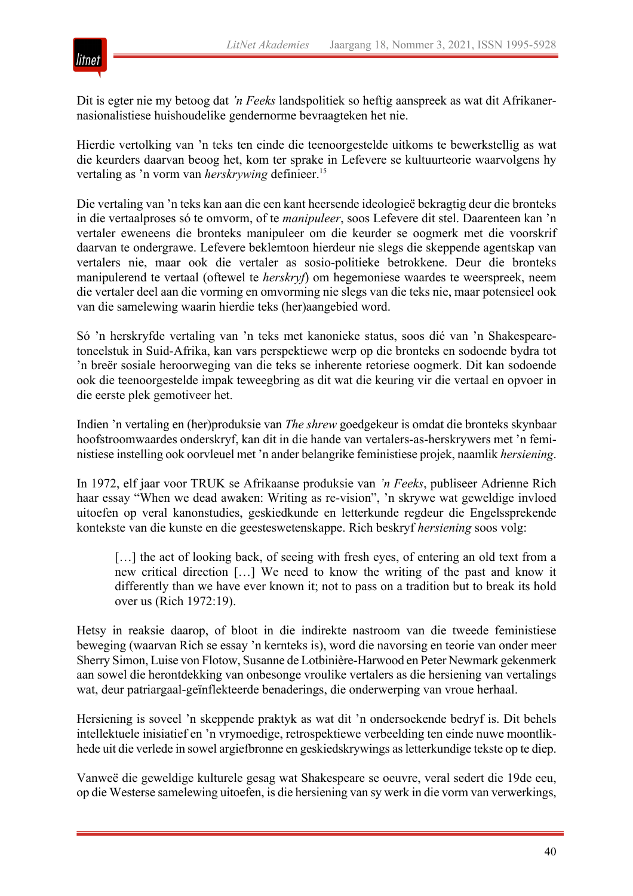Dit is egter nie my betoog dat *'n Feeks* landspolitiek so heftig aanspreek as wat dit Afrikaner-nasionalistiese huishoudelike gendernorme bevraagteken het nie.

Hierdie vertolking van 'n teks ten einde die teenoorgestelde uitkoms te bewerkstellig as wat die keurders daarvan beoog het, kom ter sprake in Lefevere se kultuurteorie waarvolgens hy vertaling as 'n vorm van *herskrywing* definieer.[15]

Die vertaling van 'n teks kan aan die een kant heersende ideologieë bekragtig deur die bronteks in die vertaalproses só te omvorm, of te *manipuleer*, soos Lefevere dit stel. Daarenteen kan 'n vertaler eweneens die bronteks manipuleer om die keurder se oogmerk met die voorskrif daarvan te ondergrawe. Lefevere beklemtoon hierdeur nie slegs die skeppende agentskap van vertalers nie, maar ook die vertaler as sosio-politieke betrokkene. Deur die bronteks manipulerend te vertaal (oftewel te *herskryf*) om hegemoniese waardes te weerspreek, neem die vertaler deel aan die vorming en omvorming nie slegs van die teks nie, maar potensieel ook van die samelewing waarin hierdie teks (her)aangebied word.

Só 'n herskryfde vertaling van 'n teks met kanonieke status, soos dié van 'n Shakespeare-toneelstuk in Suid-Afrika, kan vars perspektiewe werp op die bronteks en sodoende bydra tot 'n breër sosiale heroorweging van die teks se inherente retoriese oogmerk. Dit kan sodoende ook die teenoorgestelde impak teweegbring as dit wat die keuring vir die vertaal en opvoer in die eerste plek gemotiveer het.

Indien 'n vertaling en (her)produksie van *The shrew* goedgekeur is omdat die bronteks skynbaar hoofstroomwaardes onderskryf, kan dit in die hande van vertalers-as-herskrywers met 'n feministiese instelling ook oorvleuel met 'n ander belangrike feministiese projek, naamlik *hersiening*.

In 1972, elf jaar voor TRUK se Afrikaanse produksie van *'n Feeks*, publiseer Adrienne Rich haar essay "When we dead awaken: Writing as re-vision", 'n skrywe wat geweldige invloed uitoefen op veral kanonstudies, geskiedkunde en letterkunde regdeur die Engelssprekende kontekste van die kunste en die geesteswetenskappe. Rich beskryf *hersiening* soos volg:

> […] the act of looking back, of seeing with fresh eyes, of entering an old text from a new critical direction […] We need to know the writing of the past and know it differently than we have ever known it; not to pass on a tradition but to break its hold over us (Rich 1972:19).

Hetsy in reaksie daarop, of bloot in die indirekte nastroom van die tweede feministiese beweging (waarvan Rich se essay 'n kernteks is), word die navorsing en teorie van onder meer Sherry Simon, Luise von Flotow, Susanne de Lotbinière-Harwood en Peter Newmark gekenmerk aan sowel die herontdekking van onbesonge vroulike vertalers as die hersiening van vertalings wat, deur patriargaal-geïnflekteerde benaderings, die onderwerping van vroue herhaal.

Hersiening is soveel 'n skeppende praktyk as wat dit 'n ondersoekende bedryf is. Dit behels intellektuele inisiatief en 'n vrymoedige, retrospektiewe verbeelding ten einde nuwe moontlikhede uit die verlede in sowel argiefbronne en geskiedskrywings as letterkundige tekste op te diep.

Vanweë die geweldige kulturele gesag wat Shakespeare se oeuvre, veral sedert die 19de eeu, op die Westerse samelewing uitoefen, is die hersiening van sy werk in die vorm van verwerkings,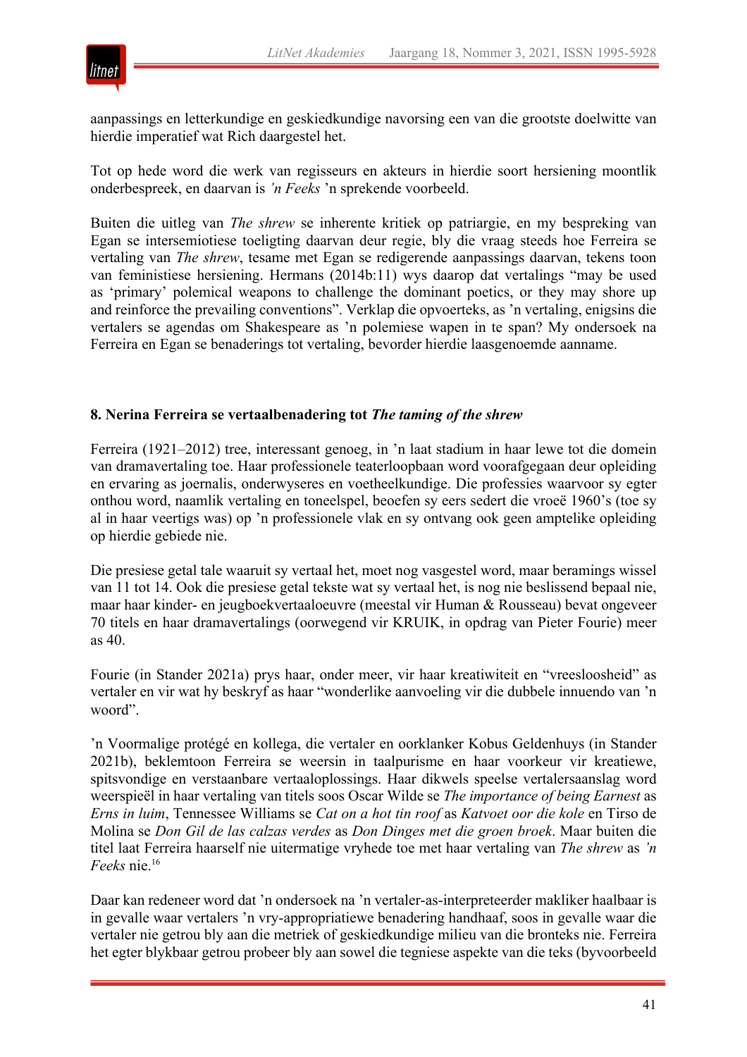aanpassings en letterkundige en geskiedkundige navorsing een van die grootste doelwitte van hierdie imperatief wat Rich daargestel het.

Tot op hede word die werk van regisseurs en akteurs in hierdie soort hersiening moontlik onderbespreek, en daarvan is *’n Feeks* ’n sprekende voorbeeld.

Buiten die uitleg van *The shrew* se inherente kritiek op patriargie, en my bespreking van Egan se intersemiotiese toeligting daarvan deur regie, bly die vraag steeds hoe Ferreira se vertaling van *The shrew*, tesame met Egan se redigerende aanpassings daarvan, tekens toon van feministiese hersiening. Hermans (2014b:11) wys daarop dat vertalings “may be used as ‘primary’ polemical weapons to challenge the dominant poetics, or they may shore up and reinforce the prevailing conventions”. Verklap die opvoerteks, as ’n vertaling, enigsins die vertalers se agendas om Shakespeare as ’n polemiese wapen in te span? My ondersoek na Ferreira en Egan se benaderings tot vertaling, bevorder hierdie laasgenoemde aanname.

## 8. Nerina Ferreira se vertaalbenadering tot *The taming of the shrew*

Ferreira (1921–2012) tree, interessant genoeg, in ’n laat stadium in haar lewe tot die domein van dramavertaling toe. Haar professionele teaterloopbaan word voorafgegaan deur opleiding en ervaring as joernalis, onderwyseres en voetheelkundige. Die professies waarvoor sy egter onthou word, naamlik vertaling en toneelspel, beoefen sy eers sedert die vroeë 1960’s (toe sy al in haar veertigs was) op ’n professionele vlak en sy ontvang ook geen amptelike opleiding op hierdie gebiede nie.

Die presiese getal tale waaruit sy vertaal het, moet nog vasgestel word, maar beramings wissel van 11 tot 14. Ook die presiese getal tekste wat sy vertaal het, is nog nie beslissend bepaal nie, maar haar kinder- en jeugboekvertaaloeuvre (meestal vir Human & Rousseau) bevat ongeveer 70 titels en haar dramavertalings (oorwegend vir KRUIK, in opdrag van Pieter Fourie) meer as 40.

Fourie (in Stander 2021a) prys haar, onder meer, vir haar kreatiwiteit en “vreesloosheid” as vertaler en vir wat hy beskryf as haar “wonderlike aanvoeling vir die dubbele innuendo van ’n woord”.

’n Voormalige protégé en kollega, die vertaler en oorklanker Kobus Geldenhuys (in Stander 2021b), beklemtoon Ferreira se weersin in taalpurisme en haar voorkeur vir kreatiewe, spitsvondige en verstaanbare vertaaloplossings. Haar dikwels speelse vertalersaanslag word weerspieël in haar vertaling van titels soos Oscar Wilde se *The importance of being Earnest* as *Erns in luim*, Tennessee Williams se *Cat on a hot tin roof* as *Katvoet oor die kole* en Tirso de Molina se *Don Gil de las calzas verdes* as *Don Dinges met die groen broek*. Maar buiten die titel laat Ferreira haarself nie uitermatige vryhede toe met haar vertaling van *The shrew* as *’n Feeks* nie.[16]

Daar kan redeneer word dat ’n ondersoek na ’n vertaler-as-interpreteerder makliker haalbaar is in gevalle waar vertalers ’n vry-appropriatiewe benadering handhaaf, soos in gevalle waar die vertaler nie getrou bly aan die metriek of geskiedkundige milieu van die bronteks nie. Ferreira het egter blykbaar getrou probeer bly aan sowel die tegniese aspekte van die teks (byvoorbeeld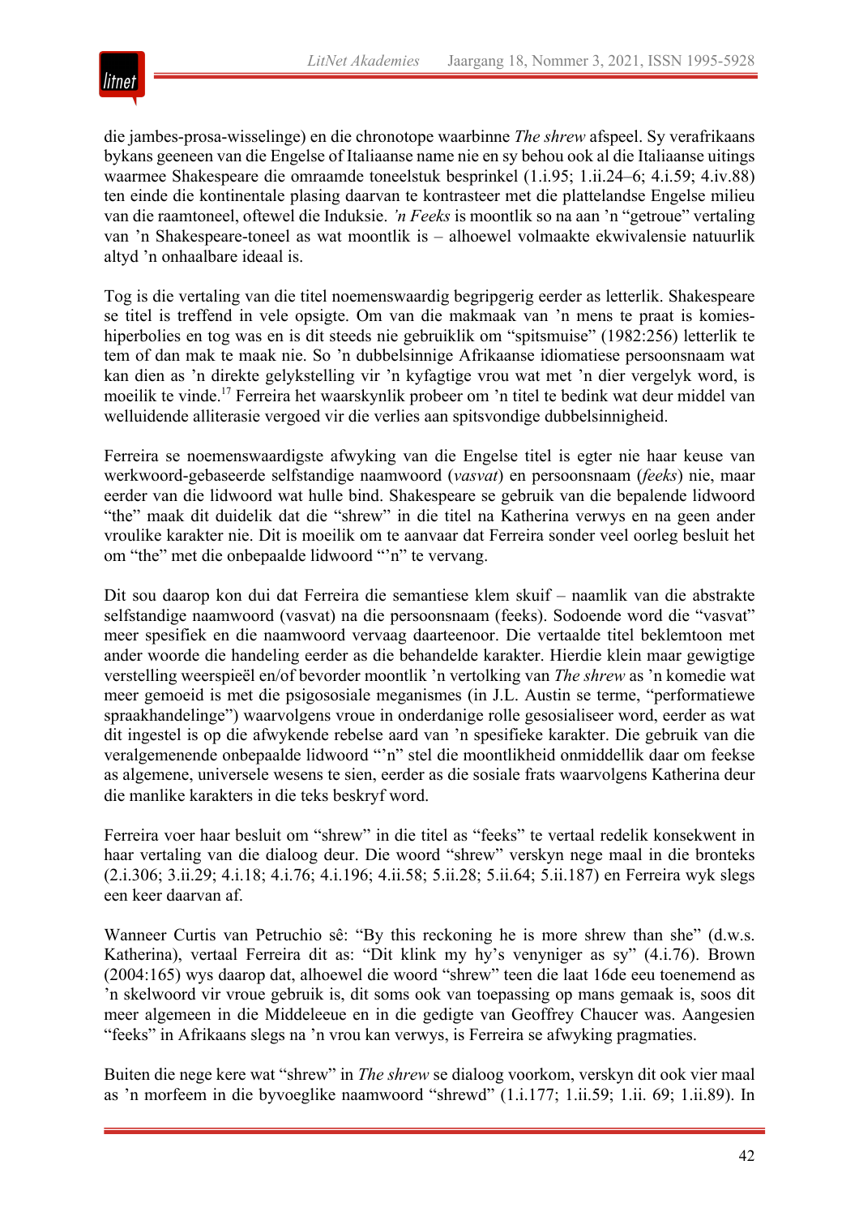die jambes-prosa-wisselinge) en die chronotope waarbinne *The shrew* afspeel. Sy verafrikaans bykans geeneen van die Engelse of Italiaanse name nie en sy behou ook al die Italiaanse uitings waarmee Shakespeare die omraamde toneelstuk besprinkel (1.i.95; 1.ii.24–6; 4.i.59; 4.iv.88) ten einde die kontinentale plasing daarvan te kontrasteer met die plattelandse Engelse milieu van die raamtoneel, oftewel die Induksie. *'n Feeks* is moontlik so na aan 'n "getroue" vertaling van 'n Shakespeare-toneel as wat moontlik is – alhoewel volmaakte ekwivalensie natuurlik altyd 'n onhaalbare ideaal is.

Tog is die vertaling van die titel noemenswaardig begripgerig eerder as letterlik. Shakespeare se titel is treffend in vele opsigte. Om van die makmaak van 'n mens te praat is komies-hiperbolies en tog was en is dit steeds nie gebruiklik om "spitsmuise" (1982:256) letterlik te tem of dan mak te maak nie. So 'n dubbelsinnige Afrikaanse idiomatiese persoonsnaam wat kan dien as 'n direkte gelykstelling vir 'n kyfagtige vrou wat met 'n dier vergelyk word, is moeilik te vinde.[17] Ferreira het waarskynlik probeer om 'n titel te bedink wat deur middel van welluidende alliterasie vergoed vir die verlies aan spitsvondige dubbelsinnigheid.

Ferreira se noemenswaardigste afwyking van die Engelse titel is egter nie haar keuse van werkwoord-gebaseerde selfstandige naamwoord (*vasvat*) en persoonsnaam (*feeks*) nie, maar eerder van die lidwoord wat hulle bind. Shakespeare se gebruik van die bepalende lidwoord "the" maak dit duidelik dat die "shrew" in die titel na Katherina verwys en na geen ander vroulike karakter nie. Dit is moeilik om te aanvaar dat Ferreira sonder veel oorleg besluit het om "the" met die onbepaalde lidwoord "'n" te vervang.

Dit sou daarop kon dui dat Ferreira die semantiese klem skuif – naamlik van die abstrakte selfstandige naamwoord (vasvat) na die persoonsnaam (feeks). Sodoende word die "vasvat" meer spesifiek en die naamwoord vervaag daarteenoor. Die vertaalde titel beklemtoon met ander woorde die handeling eerder as die behandelde karakter. Hierdie klein maar gewigtige verstelling weerspieël en/of bevorder moontlik 'n vertolking van *The shrew* as 'n komedie wat meer gemoeid is met die psigososiale meganismes (in J.L. Austin se terme, "performatiewe spraakhandelinge") waarvolgens vroue in onderdanige rolle gesosialiseer word, eerder as wat dit ingestel is op die afwykende rebelse aard van 'n spesifieke karakter. Die gebruik van die veralgemenende onbepaalde lidwoord "'n" stel die moontlikheid onmiddellik daar om feekse as algemene, universele wesens te sien, eerder as die sosiale frats waarvolgens Katherina deur die manlike karakters in die teks beskryf word.

Ferreira voer haar besluit om "shrew" in die titel as "feeks" te vertaal redelik konsekwent in haar vertaling van die dialoog deur. Die woord "shrew" verskyn nege maal in die bronteks (2.i.306; 3.ii.29; 4.i.18; 4.i.76; 4.i.196; 4.ii.58; 5.ii.28; 5.ii.64; 5.ii.187) en Ferreira wyk slegs een keer daarvan af.

Wanneer Curtis van Petruchio sê: "By this reckoning he is more shrew than she" (d.w.s. Katherina), vertaal Ferreira dit as: "Dit klink my hy's venyniger as sy" (4.i.76). Brown (2004:165) wys daarop dat, alhoewel die woord "shrew" teen die laat 16de eeu toenemend as 'n skelwoord vir vroue gebruik is, dit soms ook van toepassing op mans gemaak is, soos dit meer algemeen in die Middeleeue en in die gedigte van Geoffrey Chaucer was. Aangesien "feeks" in Afrikaans slegs na 'n vrou kan verwys, is Ferreira se afwyking pragmaties.

Buiten die nege kere wat "shrew" in *The shrew* se dialoog voorkom, verskyn dit ook vier maal as 'n morfeem in die byvoeglike naamwoord "shrewd" (1.i.177; 1.ii.59; 1.ii. 69; 1.ii.89). In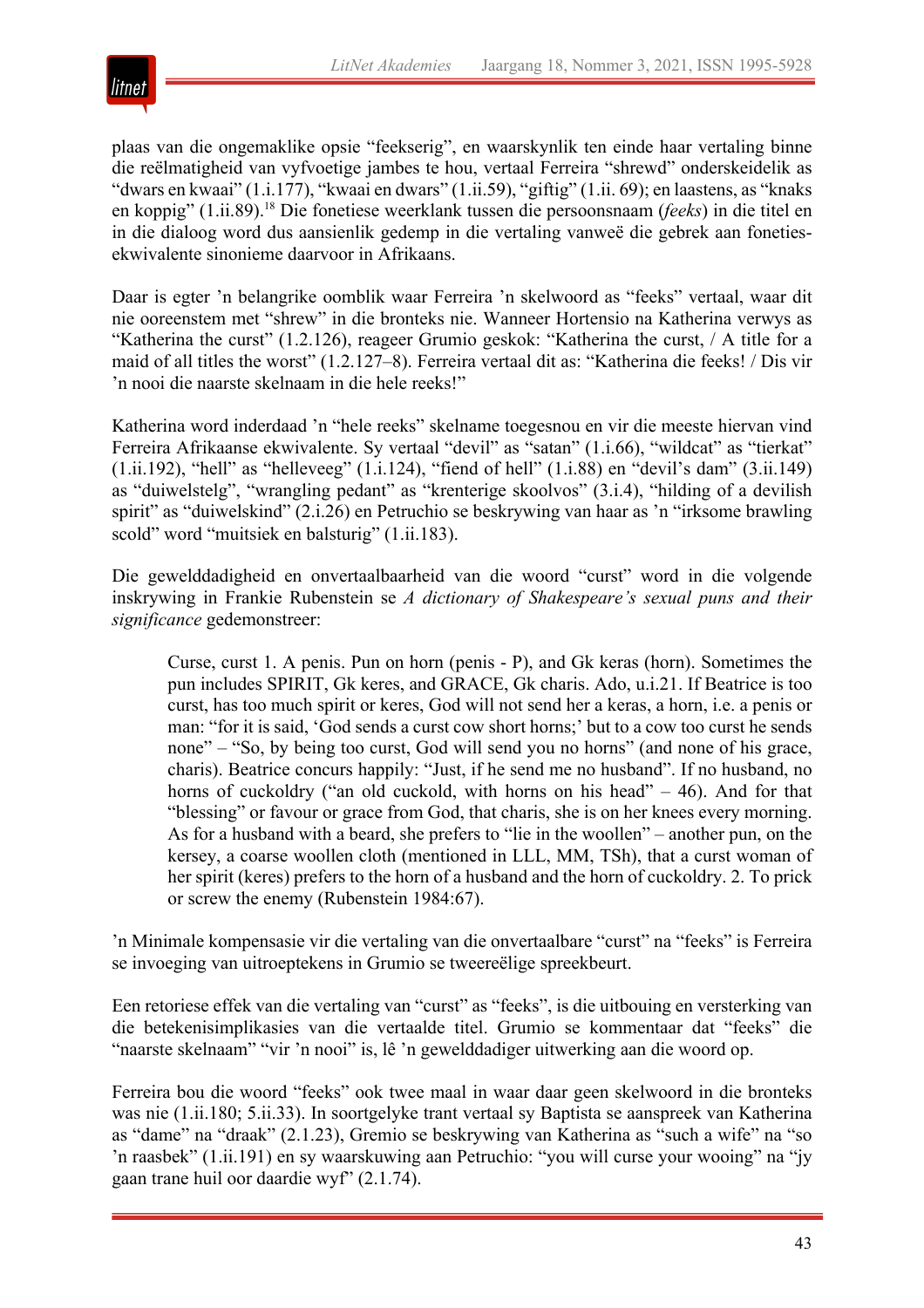plaas van die ongemaklike opsie "feekserig", en waarskynlik ten einde haar vertaling binne die reëlmatigheid van vyfvoetige jambes te hou, vertaal Ferreira "shrewd" onderskeidelik as "dwars en kwaai" (1.i.177), "kwaai en dwars" (1.ii.59), "giftig" (1.ii. 69); en laastens, as "knaks en koppig" (1.ii.89).[18] Die fonetiese weerklank tussen die persoonsnaam (*feeks*) in die titel en in die dialoog word dus aansienlik gedemp in die vertaling vanweë die gebrek aan foneties-ekwivalente sinonieme daarvoor in Afrikaans.

Daar is egter 'n belangrike oomblik waar Ferreira 'n skelwoord as "feeks" vertaal, waar dit nie ooreenstem met "shrew" in die bronteks nie. Wanneer Hortensio na Katherina verwys as "Katherina the curst" (1.2.126), reageer Grumio geskok: "Katherina the curst, / A title for a maid of all titles the worst" (1.2.127–8). Ferreira vertaal dit as: "Katherina die feeks! / Dis vir 'n nooi die naarste skelnaam in die hele reeks!"

Katherina word inderdaad 'n "hele reeks" skelname toegesnou en vir die meeste hiervan vind Ferreira Afrikaanse ekwivalente. Sy vertaal "devil" as "satan" (1.i.66), "wildcat" as "tierkat" (1.ii.192), "hell" as "helleveeg" (1.i.124), "fiend of hell" (1.i.88) en "devil's dam" (3.ii.149) as "duiwelstelg", "wrangling pedant" as "krenterige skoolvos" (3.i.4), "hilding of a devilish spirit" as "duiwelskind" (2.i.26) en Petruchio se beskrywing van haar as 'n "irksome brawling scold" word "muitsiek en balsturig" (1.ii.183).

Die gewelddadigheid en onvertaalbaarheid van die woord "curst" word in die volgende inskrywing in Frankie Rubenstein se *A dictionary of Shakespeare's sexual puns and their significance* gedemonstreer:

> Curse, curst 1. A penis. Pun on horn (penis - P), and Gk keras (horn). Sometimes the pun includes SPIRIT, Gk keres, and GRACE, Gk charis. Ado, u.i.21. If Beatrice is too curst, has too much spirit or keres, God will not send her a keras, a horn, i.e. a penis or man: "for it is said, 'God sends a curst cow short horns;' but to a cow too curst he sends none" – "So, by being too curst, God will send you no horns" (and none of his grace, charis). Beatrice concurs happily: "Just, if he send me no husband". If no husband, no horns of cuckoldry ("an old cuckold, with horns on his head" – 46). And for that "blessing" or favour or grace from God, that charis, she is on her knees every morning. As for a husband with a beard, she prefers to "lie in the woollen" – another pun, on the kersey, a coarse woollen cloth (mentioned in LLL, MM, TSh), that a curst woman of her spirit (keres) prefers to the horn of a husband and the horn of cuckoldry. 2. To prick or screw the enemy (Rubenstein 1984:67).

'n Minimale kompensasie vir die vertaling van die onvertaalbare "curst" na "feeks" is Ferreira se invoeging van uitroeptekens in Grumio se tweereëlige spreekbeurt.

Een retoriese effek van die vertaling van "curst" as "feeks", is die uitbouing en versterking van die betekenisimplikasies van die vertaalde titel. Grumio se kommentaar dat "feeks" die "naarste skelnaam" "vir 'n nooi" is, lê 'n gewelddadiger uitwerking aan die woord op.

Ferreira bou die woord "feeks" ook twee maal in waar daar geen skelwoord in die bronteks was nie (1.ii.180; 5.ii.33). In soortgelyke trant vertaal sy Baptista se aanspreek van Katherina as "dame" na "draak" (2.1.23), Gremio se beskrywing van Katherina as "such a wife" na "so 'n raasbek" (1.ii.191) en sy waarskuwing aan Petruchio: "you will curse your wooing" na "jy gaan trane huil oor daardie wyf" (2.1.74).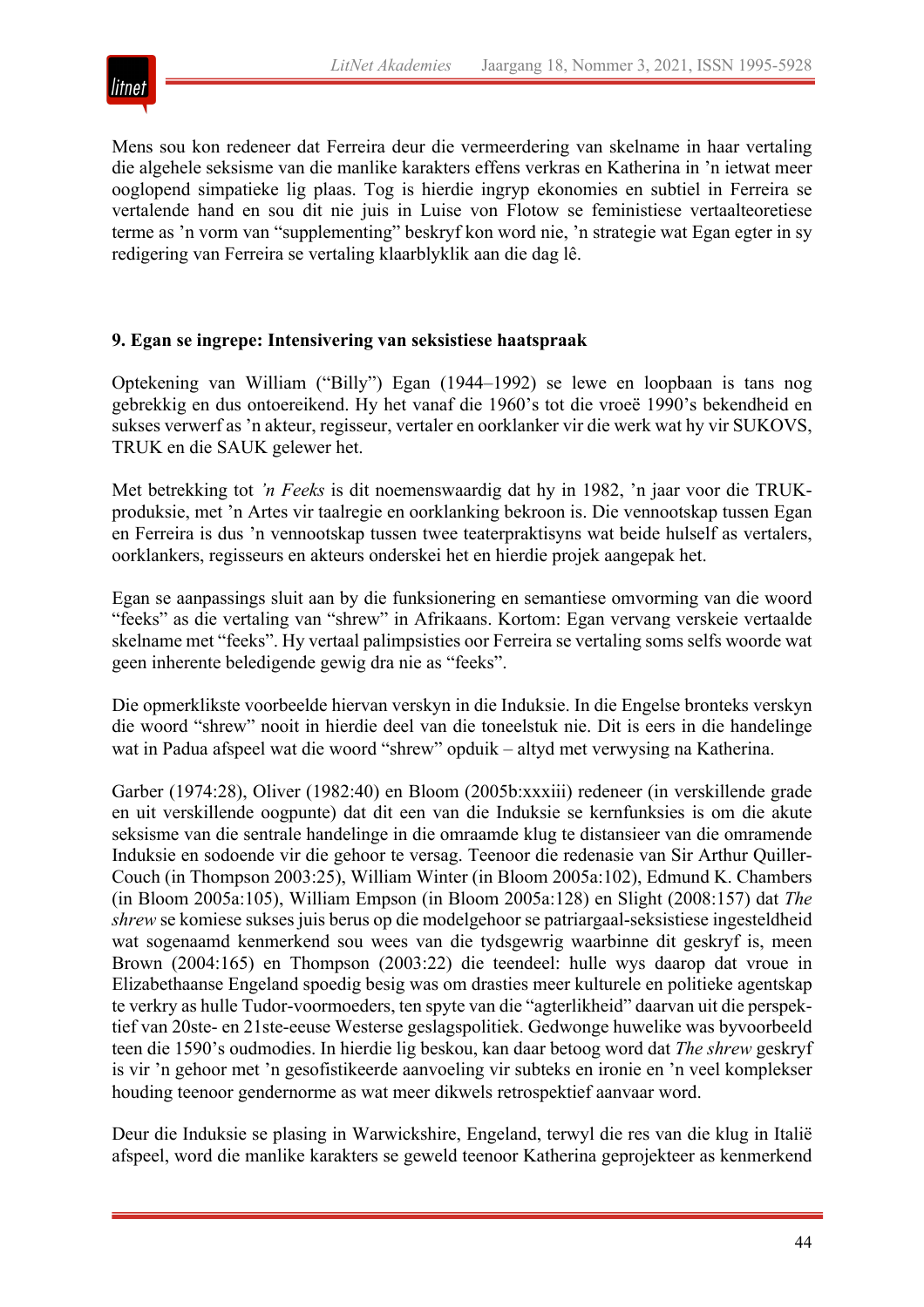Mens sou kon redeneer dat Ferreira deur die vermeerdering van skelname in haar vertaling die algehele seksisme van die manlike karakters effens verkras en Katherina in ’n ietwat meer ooglopend simpatieke lig plaas. Tog is hierdie ingryp ekonomies en subtiel in Ferreira se vertalende hand en sou dit nie juis in Luise von Flotow se feministiese vertaalteoretiese terme as ’n vorm van “supplementing” beskryf kon word nie, ’n strategie wat Egan egter in sy redigering van Ferreira se vertaling klaarblyklik aan die dag lê.

## 9. Egan se ingrepe: Intensivering van seksistiese haatspraak

Optekening van William (“Billy”) Egan (1944–1992) se lewe en loopbaan is tans nog gebrekkig en dus ontoereikend. Hy het vanaf die 1960’s tot die vroeë 1990’s bekendheid en sukses verwerf as ’n akteur, regisseur, vertaler en oorklanker vir die werk wat hy vir SUKOVS, TRUK en die SAUK gelewer het.

Met betrekking tot *’n Feeks* is dit noemenswaardig dat hy in 1982, ’n jaar voor die TRUK-produksie, met ’n Artes vir taalregie en oorklanking bekroon is. Die vennootskap tussen Egan en Ferreira is dus ’n vennootskap tussen twee teaterpraktisyns wat beide hulself as vertalers, oorklankers, regisseurs en akteurs onderskei het en hierdie projek aangepak het.

Egan se aanpassings sluit aan by die funksionering en semantiese omvorming van die woord “feeks” as die vertaling van “shrew” in Afrikaans. Kortom: Egan vervang verskeie vertaalde skelname met “feeks”. Hy vertaal palimpsisties oor Ferreira se vertaling soms selfs woorde wat geen inherente beledigende gewig dra nie as “feeks”.

Die opmerklikste voorbeelde hiervan verskyn in die Induksie. In die Engelse bronteks verskyn die woord “shrew” nooit in hierdie deel van die toneelstuk nie. Dit is eers in die handelinge wat in Padua afspeel wat die woord “shrew” opduik – altyd met verwysing na Katherina.

Garber (1974:28), Oliver (1982:40) en Bloom (2005b:xxxiii) redeneer (in verskillende grade en uit verskillende oogpunte) dat dit een van die Induksie se kernfunksies is om die akute seksisme van die sentrale handelinge in die omraamde klug te distansieer van die omramende Induksie en sodoende vir die gehoor te versag. Teenoor die redenasie van Sir Arthur Quiller-Couch (in Thompson 2003:25), William Winter (in Bloom 2005a:102), Edmund K. Chambers (in Bloom 2005a:105), William Empson (in Bloom 2005a:128) en Slight (2008:157) dat *The shrew* se komiese sukses juis berus op die modelgehoor se patriargaal-seksistiese ingesteldheid wat sogenaamd kenmerkend sou wees van die tydsgewrig waarbinne dit geskryf is, meen Brown (2004:165) en Thompson (2003:22) die teendeel: hulle wys daarop dat vroue in Elizabethaanse Engeland spoedig besig was om drasties meer kulturele en politieke agentskap te verkry as hulle Tudor-voormoeders, ten spyte van die “agterlikheid” daarvan uit die perspektief van 20ste- en 21ste-eeuse Westerse geslagspolitiek. Gedwonge huwelike was byvoorbeeld teen die 1590’s oudmodies. In hierdie lig beskou, kan daar betoog word dat *The shrew* geskryf is vir ’n gehoor met ’n gesofistikeerde aanvoeling vir subteks en ironie en ’n veel komplekser houding teenoor gendernorme as wat meer dikwels retrospektief aanvaar word.

Deur die Induksie se plasing in Warwickshire, Engeland, terwyl die res van die klug in Italië afspeel, word die manlike karakters se geweld teenoor Katherina geprojekteer as kenmerkend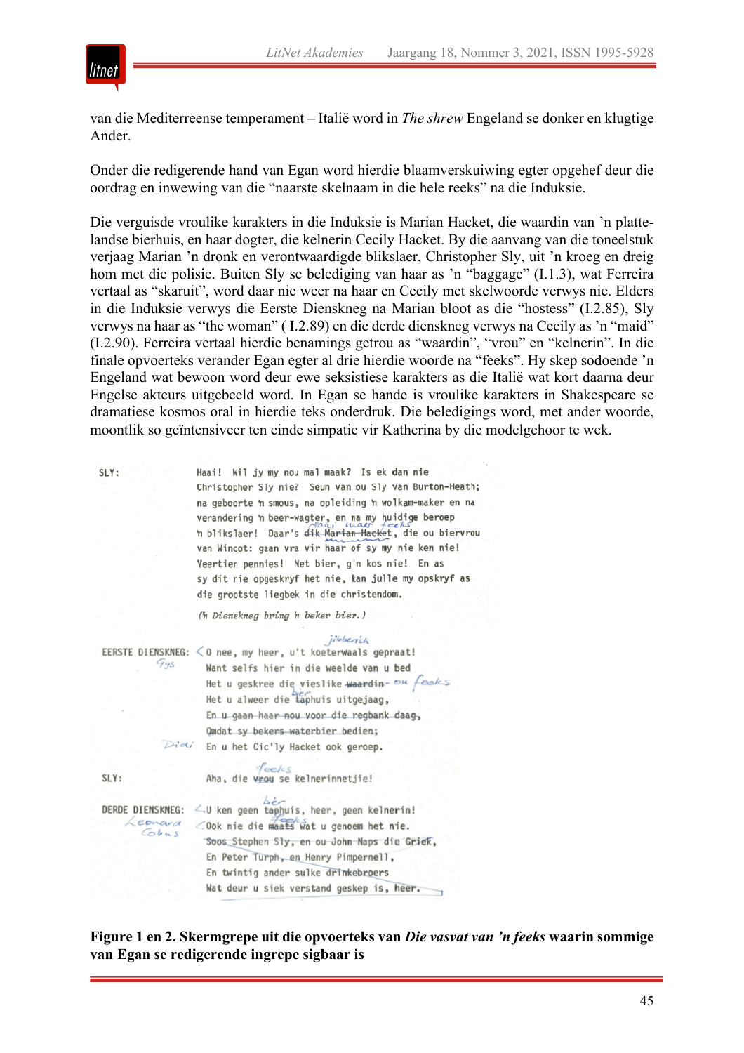van die Mediterreense temperament – Italië word in *The shrew* Engeland se donker en klugtige Ander.

Onder die redigerende hand van Egan word hierdie blaamverskuiwing egter opgehef deur die oordrag en inwewing van die "naarste skelnaam in die hele reeks" na die Induksie.

Die verguisde vroulike karakters in die Induksie is Marian Hacket, die waardin van 'n plattelandse bierhuis, en haar dogter, die kelnerin Cecily Hacket. By die aanvang van die toneelstuk verjaag Marian 'n dronk en verontwaardigde blikslaer, Christopher Sly, uit 'n kroeg en dreig hom met die polisie. Buiten Sly se belediging van haar as 'n "baggage" (I.1.3), wat Ferreira vertaal as "skaruit", word daar nie weer na haar en Cecily met skelwoorde verwys nie. Elders in die Induksie verwys die Eerste Dienskneg na Marian bloot as die "hostess" (I.2.85), Sly verwys na haar as "the woman" ( I.2.89) en die derde dienskneg verwys na Cecily as 'n "maid" (I.2.90). Ferreira vertaal hierdie benamings getrou as "waardin", "vrou" en "kelnerin". In die finale opvoerteks verander Egan egter al drie hierdie woorde na "feeks". Hy skep sodoende 'n Engeland wat bewoon word deur ewe seksistiese karakters as die Italië wat kort daarna deur Engelse akteurs uitgebeeld word. In Egan se hande is vroulike karakters in Shakespeare se dramatiese kosmos oral in hierdie teks onderdruk. Die beledigings word, met ander woorde, moontlik so geïntensiveer ten einde simpatie vir Katherina by die modelgehoor te wek.

```
SLY:              Haai! Wil jy my nou mal maak? Is ek dan nie
                  Christopher Sly nie? Seun van ou Sly van Burton-Heath;
                  na geboorte 'n smous, na opleiding 'n wolkam-maker en na
                  verandering 'n beer-wagter, en na my huidige beroep
                  'n blikslaer! Daar's dik Marian Hacket, die ou biervrou
                  van Wincot: gaan vra vir haar of sy my nie ken nie!
                  Veertien pennies! Net bier, g'n kos nie! En as
                  sy dit nie opgeskryf het nie, kan julle my opskryf as
                  die grootste liegbek in die christendom.

                  ('n Dienskneg bring 'n beker bier.)

EERSTE DIENSKNEG: O nee, my heer, u't koeterwaals gepraat!
                  Want selfs hier in die weelde van u bed
                  Het u geskree die vieslike waardin
                  Het u alweer die taphuis uitgejaag,
                  En u gaan haar nou voor die regbank daag,
                  Omdat sy bekers waterbier bedien;
                  En u het Cic'ly Hacket ook geroep.

SLY:              Aha, die vrou se kelnerinnetjie!

DERDE DIENSKNEG:  U ken geen taphuis, heer, geen kelnerin!
                  Ook nie die maats wat u genoem het nie.
                  Soos Stephen Sly, en ou John Naps die Griek,
                  En Peter Turph, en Henry Pimpernell,
                  En twintig ander sulke drinkebroers
                  Wat deur u siek verstand geskep is, heer.
```

**Figure 1 en 2. Skermgrepe uit die opvoerteks van *Die vasvat van 'n feeks* waarin sommige van Egan se redigerende ingrepe sigbaar is**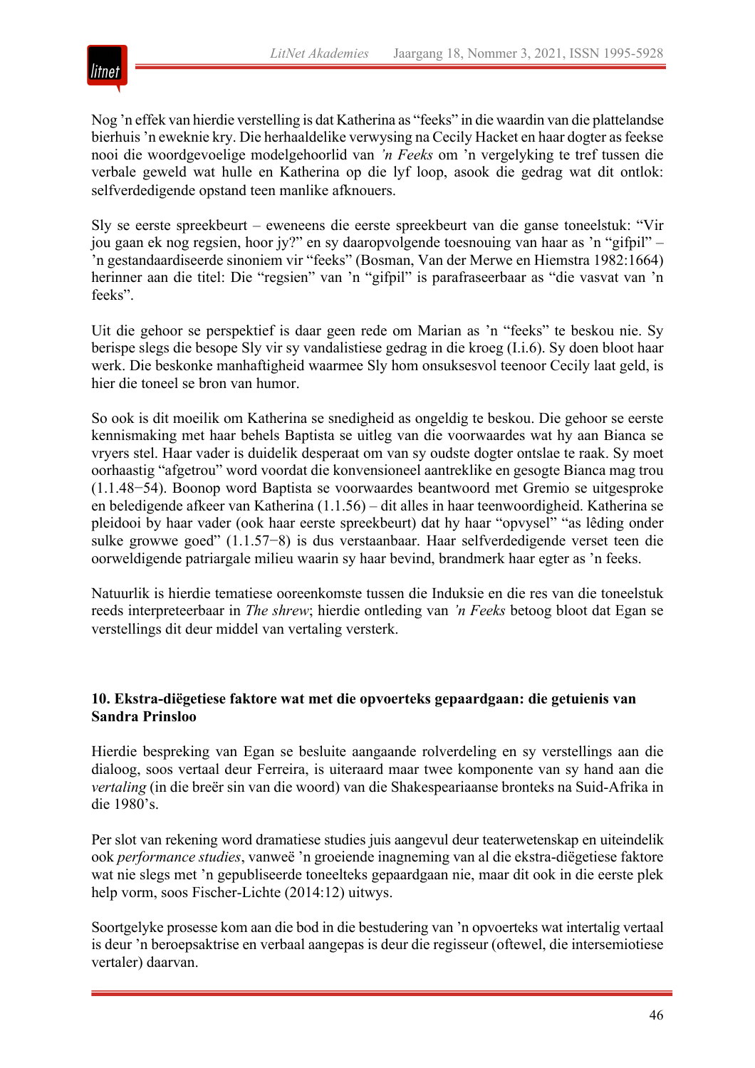Nog 'n effek van hierdie verstelling is dat Katherina as "feeks" in die waardin van die plattelandse bierhuis 'n eweknie kry. Die herhaaldelike verwysing na Cecily Hacket en haar dogter as feekse nooi die woordgevoelige modelgehoorlid van *'n Feeks* om 'n vergelyking te tref tussen die verbale geweld wat hulle en Katherina op die lyf loop, asook die gedrag wat dit ontlok: selfverdedigende opstand teen manlike afknouers.

Sly se eerste spreekbeurt – eweneens die eerste spreekbeurt van die ganse toneelstuk: "Vir jou gaan ek nog regsien, hoor jy?" en sy daaropvolgende toesnouing van haar as 'n "gifpil" – 'n gestandaardiseerde sinoniem vir "feeks" (Bosman, Van der Merwe en Hiemstra 1982:1664) herinner aan die titel: Die "regsien" van 'n "gifpil" is parafraseerbaar as "die vasvat van 'n feeks".

Uit die gehoor se perspektief is daar geen rede om Marian as 'n "feeks" te beskou nie. Sy berispe slegs die besope Sly vir sy vandalistiese gedrag in die kroeg (I.i.6). Sy doen bloot haar werk. Die beskonke manhaftigheid waarmee Sly hom onsuksesvol teenoor Cecily laat geld, is hier die toneel se bron van humor.

So ook is dit moeilik om Katherina se snedigheid as ongeldig te beskou. Die gehoor se eerste kennismaking met haar behels Baptista se uitleg van die voorwaardes wat hy aan Bianca se vryers stel. Haar vader is duidelik desperaat om van sy oudste dogter ontslae te raak. Sy moet oorhaastig "afgetrou" word voordat die konvensioneel aantreklike en gesogte Bianca mag trou (1.1.48−54). Boonop word Baptista se voorwaardes beantwoord met Gremio se uitgesproke en beledigende afkeer van Katherina (1.1.56) – dit alles in haar teenwoordigheid. Katherina se pleidooi by haar vader (ook haar eerste spreekbeurt) dat hy haar "opvysel" "as lêding onder sulke growwe goed" (1.1.57−8) is dus verstaanbaar. Haar selfverdedigende verset teen die oorweldigende patriargale milieu waarin sy haar bevind, brandmerk haar egter as 'n feeks.

Natuurlik is hierdie tematiese ooreenkomste tussen die Induksie en die res van die toneelstuk reeds interpreteerbaar in *The shrew*; hierdie ontleding van *'n Feeks* betoog bloot dat Egan se verstellings dit deur middel van vertaling versterk.

## 10. Ekstra-diëgetiese faktore wat met die opvoerteks gepaardgaan: die getuienis van Sandra Prinsloo

Hierdie bespreking van Egan se besluite aangaande rolverdeling en sy verstellings aan die dialoog, soos vertaal deur Ferreira, is uiteraard maar twee komponente van sy hand aan die *vertaling* (in die breër sin van die woord) van die Shakespeariaanse bronteks na Suid-Afrika in die 1980's.

Per slot van rekening word dramatiese studies juis aangevul deur teaterwetenskap en uiteindelik ook *performance studies*, vanweë 'n groeiende inagneming van al die ekstra-diëgetiese faktore wat nie slegs met 'n gepubliseerde toneelteks gepaardgaan nie, maar dit ook in die eerste plek help vorm, soos Fischer-Lichte (2014:12) uitwys.

Soortgelyke prosesse kom aan die bod in die bestudering van 'n opvoerteks wat intertalig vertaal is deur 'n beroepsaktrise en verbaal aangepas is deur die regisseur (oftewel, die intersemiotiese vertaler) daarvan.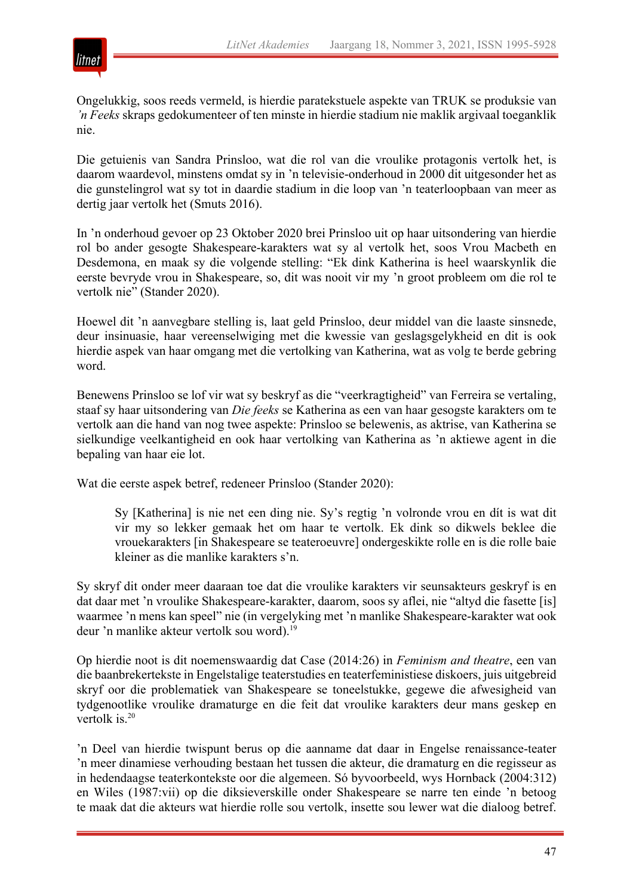Ongelukkig, soos reeds vermeld, is hierdie paratekstuele aspekte van TRUK se produksie van *'n Feeks* skraps gedokumenteer of ten minste in hierdie stadium nie maklik argivaal toeganklik nie.

Die getuienis van Sandra Prinsloo, wat die rol van die vroulike protagonis vertolk het, is daarom waardevol, minstens omdat sy in 'n televisie-onderhoud in 2000 dit uitgesonder het as die gunstelingrol wat sy tot in daardie stadium in die loop van 'n teaterloopbaan van meer as dertig jaar vertolk het (Smuts 2016).

In 'n onderhoud gevoer op 23 Oktober 2020 brei Prinsloo uit op haar uitsondering van hierdie rol bo ander gesogte Shakespeare-karakters wat sy al vertolk het, soos Vrou Macbeth en Desdemona, en maak sy die volgende stelling: "Ek dink Katherina is heel waarskynlik die eerste bevryde vrou in Shakespeare, so, dit was nooit vir my 'n groot probleem om die rol te vertolk nie" (Stander 2020).

Hoewel dit 'n aanvegbare stelling is, laat geld Prinsloo, deur middel van die laaste sinsnede, deur insinuasie, haar vereenselwiging met die kwessie van geslagsgelykheid en dit is ook hierdie aspek van haar omgang met die vertolking van Katherina, wat as volg te berde gebring word.

Benewens Prinsloo se lof vir wat sy beskryf as die "veerkragtigheid" van Ferreira se vertaling, staaf sy haar uitsondering van *Die feeks* se Katherina as een van haar gesogte karakters om te vertolk aan die hand van nog twee aspekte: Prinsloo se belewenis, as aktrise, van Katherina se sielkundige veelkantigheid en ook haar vertolking van Katherina as 'n aktiewe agent in die bepaling van haar eie lot.

Wat die eerste aspek betref, redeneer Prinsloo (Stander 2020):

> Sy [Katherina] is nie net een ding nie. Sy's regtig 'n volronde vrou en dít is wat dit vir my so lekker gemaak het om haar te vertolk. Ek dink so dikwels beklee die vrouekarakters [in Shakespeare se teateroeuvre] ondergeskikte rolle en is die rolle baie kleiner as die manlike karakters s'n.

Sy skryf dit onder meer daaraan toe dat die vroulike karakters vir seunsakteurs geskryf is en dat daar met 'n vroulike Shakespeare-karakter, daarom, soos sy aflei, nie "altyd die fasette [is] waarmee 'n mens kan speel" nie (in vergelyking met 'n manlike Shakespeare-karakter wat ook deur 'n manlike akteur vertolk sou word).[19]

Op hierdie noot is dit noemenswaardig dat Case (2014:26) in *Feminism and theatre*, een van die baanbrekertekste in Engelstalige teaterstudies en teaterfeministiese diskoers, juis uitgebreid skryf oor die problematiek van Shakespeare se toneelstukke, gegewe die afwesigheid van tydgenootlike vroulike dramaturge en die feit dat vroulike karakters deur mans geskep en vertolk is.[20]

'n Deel van hierdie twispunt berus op die aanname dat daar in Engelse renaissance-teater 'n meer dinamiese verhouding bestaan het tussen die akteur, die dramaturg en die regisseur as in hedendaagse teaterkontekste oor die algemeen. Só byvoorbeeld, wys Hornback (2004:312) en Wiles (1987:vii) op die diksieverskille onder Shakespeare se narre ten einde 'n betoog te maak dat die akteurs wat hierdie rolle sou vertolk, insette sou lewer wat die dialoog betref.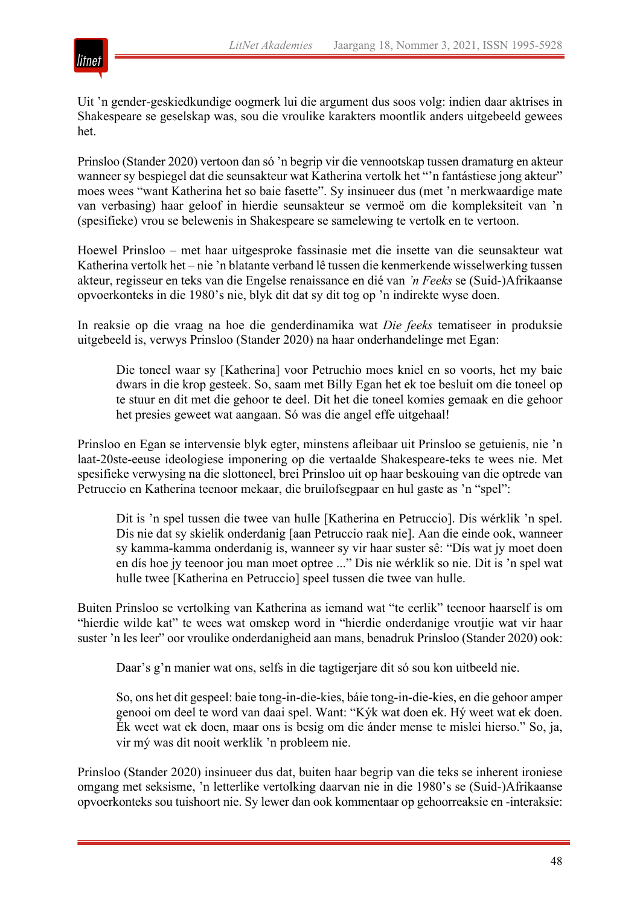Uit ’n gender-geskiedkundige oogmerk lui die argument dus soos volg: indien daar aktrises in Shakespeare se geselskap was, sou die vroulike karakters moontlik anders uitgebeeld gewees het.

Prinsloo (Stander 2020) vertoon dan só ’n begrip vir die vennootskap tussen dramaturg en akteur wanneer sy bespiegel dat die seunsakteur wat Katherina vertolk het “’n fantástiese jong akteur” moes wees “want Katherina het so baie fasette”. Sy insinueer dus (met ’n merkwaardige mate van verbasing) haar geloof in hierdie seunsakteur se vermoë om die kompleksiteit van ’n (spesifieke) vrou se belewenis in Shakespeare se samelewing te vertolk en te vertoon.

Hoewel Prinsloo – met haar uitgesproke fassinasie met die insette van die seunsakteur wat Katherina vertolk het – nie ’n blatante verband lê tussen die kenmerkende wisselwerking tussen akteur, regisseur en teks van die Engelse renaissance en dié van *’n Feeks* se (Suid-)Afrikaanse opvoerkonteks in die 1980’s nie, blyk dit dat sy dit tog op ’n indirekte wyse doen.

In reaksie op die vraag na hoe die genderdinamika wat *Die feeks* tematiseer in produksie uitgebeeld is, verwys Prinsloo (Stander 2020) na haar onderhandelinge met Egan:

> Die toneel waar sy [Katherina] voor Petruchio moes kniel en so voorts, het my baie dwars in die krop gesteek. So, saam met Billy Egan het ek toe besluit om die toneel op te stuur en dit met die gehoor te deel. Dit het die toneel komies gemaak en die gehoor het presies geweet wat aangaan. Só was die angel effe uitgehaal!

Prinsloo en Egan se intervensie blyk egter, minstens afleibaar uit Prinsloo se getuienis, nie ’n laat-20ste-eeuse ideologiese imponering op die vertaalde Shakespeare-teks te wees nie. Met spesifieke verwysing na die slottoneel, brei Prinsloo uit op haar beskouing van die optrede van Petruccio en Katherina teenoor mekaar, die bruilofsegpaar en hul gaste as ’n “spel”:

> Dit is ’n spel tussen die twee van hulle [Katherina en Petruccio]. Dis wérklik ’n spel. Dis nie dat sy skielik onderdanig [aan Petruccio raak nie]. Aan die einde ook, wanneer sy kamma-kamma onderdanig is, wanneer sy vir haar suster sê: “Dís wat jy moet doen en dís hoe jy teenoor jou man moet optree ...” Dis nie wérklik so nie. Dit is ’n spel wat hulle twee [Katherina en Petruccio] speel tussen die twee van hulle.

Buiten Prinsloo se vertolking van Katherina as iemand wat “te eerlik” teenoor haarself is om “hierdie wilde kat” te wees wat omskep word in “hierdie onderdanige vroutjie wat vir haar suster ’n les leer” oor vroulike onderdanigheid aan mans, benadruk Prinsloo (Stander 2020) ook:

> Daar’s g’n manier wat ons, selfs in die tagtigerjare dit só sou kon uitbeeld nie.
>
> So, ons het dit gespeel: baie tong-in-die-kies, báie tong-in-die-kies, en die gehoor amper genooi om deel te word van daai spel. Want: “Kýk wat doen ek. Hý weet wat ek doen. Ék weet wat ek doen, maar ons is besig om die ánder mense te mislei hierso.” So, ja, vir mý was dit nooit werklik ’n probleem nie.

Prinsloo (Stander 2020) insinueer dus dat, buiten haar begrip van die teks se inherent ironiese omgang met seksisme, ’n letterlike vertolking daarvan nie in die 1980’s se (Suid-)Afrikaanse opvoerkonteks sou tuishoort nie. Sy lewer dan ook kommentaar op gehoorreaksie en -interaksie: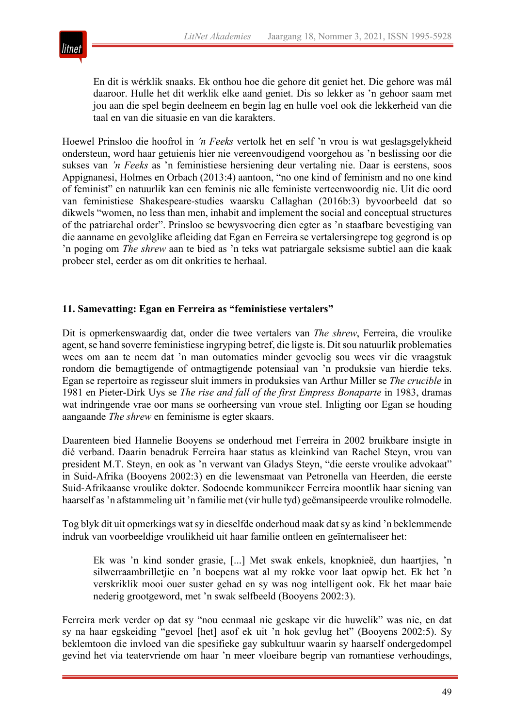> En dit is wérklik snaaks. Ek onthou hoe die gehore dit geniet het. Die gehore was mál daaroor. Hulle het dit werklik elke aand geniet. Dis so lekker as 'n gehoor saam met jou aan die spel begin deelneem en begin lag en hulle voel ook die lekkerheid van die taal en van die situasie en van die karakters.

Hoewel Prinsloo die hoofrol in *'n Feeks* vertolk het en self 'n vrou is wat geslagsgelykheid ondersteun, word haar getuienis hier nie vereenvoudigend voorgehou as 'n beslissing oor die sukses van *'n Feeks* as 'n feministiese hersiening deur vertaling nie. Daar is eerstens, soos Appignanesi, Holmes en Orbach (2013:4) aantoon, "no one kind of feminism and no one kind of feminist" en natuurlik kan een feminis nie alle feministe verteenwoordig nie. Uit die oord van feministiese Shakespeare-studies waarsku Callaghan (2016b:3) byvoorbeeld dat so dikwels "women, no less than men, inhabit and implement the social and conceptual structures of the patriarchal order". Prinsloo se bewysvoering dien egter as 'n staafbare bevestiging van die aanname en gevolglike afleiding dat Egan en Ferreira se vertalersingrepe tog gegrond is op 'n poging om *The shrew* aan te bied as 'n teks wat patriargale seksisme subtiel aan die kaak probeer stel, eerder as om dit onkrities te herhaal.

## 11. Samevatting: Egan en Ferreira as "feministiese vertalers"

Dit is opmerkenswaardig dat, onder die twee vertalers van *The shrew*, Ferreira, die vroulike agent, se hand soverre feministiese ingryping betref, die ligste is. Dit sou natuurlik problematies wees om aan te neem dat 'n man outomaties minder gevoelig sou wees vir die vraagstuk rondom die bemagtigende of ontmagtigende potensiaal van 'n produksie van hierdie teks. Egan se repertoire as regisseur sluit immers in produksies van Arthur Miller se *The crucible* in 1981 en Pieter-Dirk Uys se *The rise and fall of the first Empress Bonaparte* in 1983, dramas wat indringende vrae oor mans se oorheersing van vroue stel. Inligting oor Egan se houding aangaande *The shrew* en feminisme is egter skaars.

Daarenteen bied Hannelie Booyens se onderhoud met Ferreira in 2002 bruikbare insigte in dié verband. Daarin benadruk Ferreira haar status as kleinkind van Rachel Steyn, vrou van president M.T. Steyn, en ook as 'n verwant van Gladys Steyn, "die eerste vroulike advokaat" in Suid-Afrika (Booyens 2002:3) en die lewensmaat van Petronella van Heerden, die eerste Suid-Afrikaanse vroulike dokter. Sodoende kommunikeer Ferreira moontlik haar siening van haarself as 'n afstammeling uit 'n familie met (vir hulle tyd) geëmansipeerde vroulike rolmodelle.

Tog blyk dit uit opmerkings wat sy in dieselfde onderhoud maak dat sy as kind 'n beklemmende indruk van voorbeeldige vroulikheid uit haar familie ontleen en geïnternaliseer het:

> Ek was 'n kind sonder grasie, [...] Met swak enkels, knopknieë, dun haartjies, 'n silwerraambrilletjie en 'n boepens wat al my rokke voor laat opwip het. Ek het 'n verskriklik mooi ouer suster gehad en sy was nog intelligent ook. Ek het maar baie nederig grootgeword, met 'n swak selfbeeld (Booyens 2002:3).

Ferreira merk verder op dat sy "nou eenmaal nie geskape vir die huwelik" was nie, en dat sy na haar egskeiding "gevoel [het] asof ek uit 'n hok gevlug het" (Booyens 2002:5). Sy beklemtoon die invloed van die spesifieke gay subkultuur waarin sy haarself ondergedompel gevind het via teatervriende om haar 'n meer vloeibare begrip van romantiese verhoudings,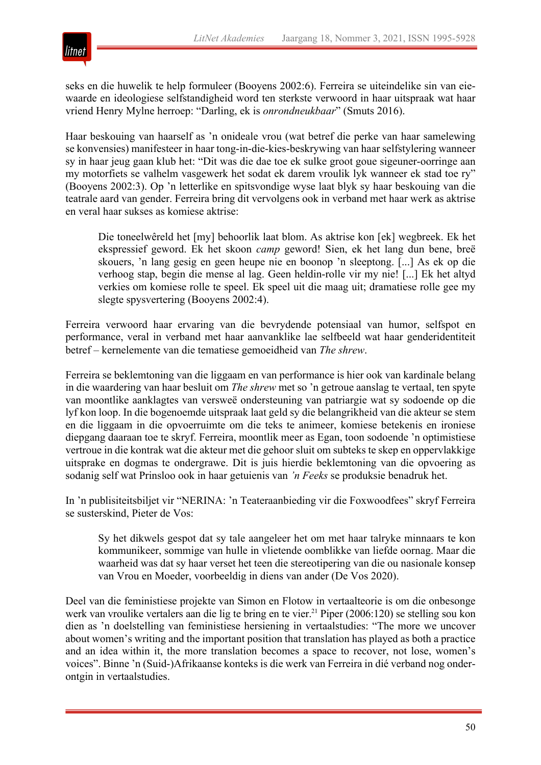seks en die huwelik te help formuleer (Booyens 2002:6). Ferreira se uiteindelike sin van eiewaarde en ideologiese selfstandigheid word ten sterkste verwoord in haar uitspraak wat haar vriend Henry Mylne herroep: "Darling, ek is *onrondneukbaar*" (Smuts 2016).

Haar beskouing van haarself as 'n onideale vrou (wat betref die perke van haar samelewing se konvensies) manifesteer in haar tong-in-die-kies-beskrywing van haar selfstylering wanneer sy in haar jeug gaan klub het: "Dit was die dae toe ek sulke groot goue sigeuner-oorringe aan my motorfiets se valhelm vasgewerk het sodat ek darem vroulik lyk wanneer ek stad toe ry" (Booyens 2002:3). Op 'n letterlike en spitsvondige wyse laat blyk sy haar beskouing van die teatrale aard van gender. Ferreira bring dit vervolgens ook in verband met haar werk as aktrise en veral haar sukses as komiese aktrise:

> Die toneelwêreld het [my] behoorlik laat blom. As aktrise kon [ek] wegbreek. Ek het ekspressief geword. Ek het skoon *camp* geword! Sien, ek het lang dun bene, breë skouers, 'n lang gesig en geen heupe nie en boonop 'n sleeptong. [...] As ek op die verhoog stap, begin die mense al lag. Geen heldin-rolle vir my nie! [...] Ek het altyd verkies om komiese rolle te speel. Ek speel uit die maag uit; dramatiese rolle gee my slegte spysvertering (Booyens 2002:4).

Ferreira verwoord haar ervaring van die bevrydende potensiaal van humor, selfspot en performance, veral in verband met haar aanvanklike lae selfbeeld wat haar genderidentiteit betref – kernelemente van die tematiese gemoeidheid van *The shrew*.

Ferreira se beklemtoning van die liggaam en van performance is hier ook van kardinale belang in die waardering van haar besluit om *The shrew* met so 'n getroue aanslag te vertaal, ten spyte van moontlike aanklagtes van versweë ondersteuning van patriargie wat sy sodoende op die lyf kon loop. In die bogenoemde uitspraak laat geld sy die belangrikheid van die akteur se stem en die liggaam in die opvoerruimte om die teks te animeer, komiese betekenis en ironiese diepgang daaraan toe te skryf. Ferreira, moontlik meer as Egan, toon sodoende 'n optimistiese vertroue in die kontrak wat die akteur met die gehoor sluit om subteks te skep en oppervlakkige uitsprake en dogmas te ondergrawe. Dit is juis hierdie beklemtoning van die opvoering as sodanig self wat Prinsloo ook in haar getuienis van *'n Feeks* se produksie benadruk het.

In 'n publisiteitsbiljet vir "NERINA: 'n Teateraanbieding vir die Foxwoodfees" skryf Ferreira se susterskind, Pieter de Vos:

> Sy het dikwels gespot dat sy tale aangeleer het om met haar talryke minnaars te kon kommunikeer, sommige van hulle in vlietende oomblikke van liefde oornag. Maar die waarheid was dat sy haar verset het teen die stereotipering van die ou nasionale konsep van Vrou en Moeder, voorbeeldig in diens van ander (De Vos 2020).

Deel van die feministiese projekte van Simon en Flotow in vertaalteorie is om die onbesonge werk van vroulike vertalers aan die lig te bring en te vier.[21] Piper (2006:120) se stelling sou kon dien as 'n doelstelling van feministiese hersiening in vertaalstudies: "The more we uncover about women's writing and the important position that translation has played as both a practice and an idea within it, the more translation becomes a space to recover, not lose, women's voices". Binne 'n (Suid-)Afrikaanse konteks is die werk van Ferreira in dié verband nog onderontgin in vertaalstudies.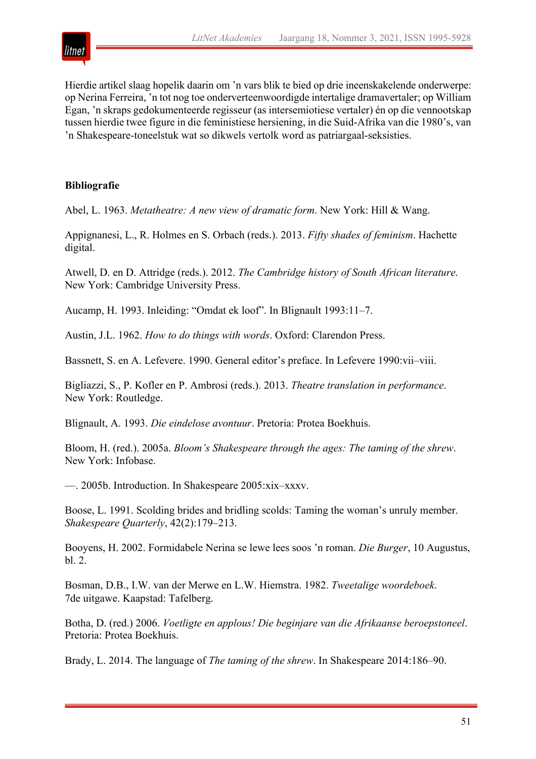Hierdie artikel slaag hopelik daarin om ’n vars blik te bied op drie ineenskakelende onderwerpe: op Nerina Ferreira, ’n tot nog toe onderverteenwoordigde intertalige dramavertaler; op William Egan, ’n skraps gedokumenteerde regisseur (as intersemiotiese vertaler) én op die vennootskap tussen hierdie twee figure in die feministiese hersiening, in die Suid-Afrika van die 1980’s, van ’n Shakespeare-toneelstuk wat so dikwels vertolk word as patriargaal-seksisties.

**Bibliografie**

Abel, L. 1963. *Metatheatre: A new view of dramatic form*. New York: Hill & Wang.

Appignanesi, L., R. Holmes en S. Orbach (reds.). 2013. *Fifty shades of feminism*. Hachette digital.

Atwell, D. en D. Attridge (reds.). 2012. *The Cambridge history of South African literature*. New York: Cambridge University Press.

Aucamp, H. 1993. Inleiding: “Omdat ek loof”. In Blignault 1993:11–7.

Austin, J.L. 1962. *How to do things with words*. Oxford: Clarendon Press.

Bassnett, S. en A. Lefevere. 1990. General editor’s preface. In Lefevere 1990:vii–viii.

Bigliazzi, S., P. Kofler en P. Ambrosi (reds.). 2013. *Theatre translation in performance*. New York: Routledge.

Blignault, A. 1993. *Die eindelose avontuur*. Pretoria: Protea Boekhuis.

Bloom, H. (red.). 2005a. *Bloom’s Shakespeare through the ages: The taming of the shrew*. New York: Infobase.

—. 2005b. Introduction. In Shakespeare 2005:xix–xxxv.

Boose, L. 1991. Scolding brides and bridling scolds: Taming the woman’s unruly member. *Shakespeare Quarterly*, 42(2):179–213.

Booyens, H. 2002. Formidabele Nerina se lewe lees soos ’n roman. *Die Burger*, 10 Augustus, bl. 2.

Bosman, D.B., I.W. van der Merwe en L.W. Hiemstra. 1982. *Tweetalige woordeboek*. 7de uitgawe. Kaapstad: Tafelberg.

Botha, D. (red.) 2006. *Voetligte en applous! Die beginjare van die Afrikaanse beroepstoneel*. Pretoria: Protea Boekhuis.

Brady, L. 2014. The language of *The taming of the shrew*. In Shakespeare 2014:186–90.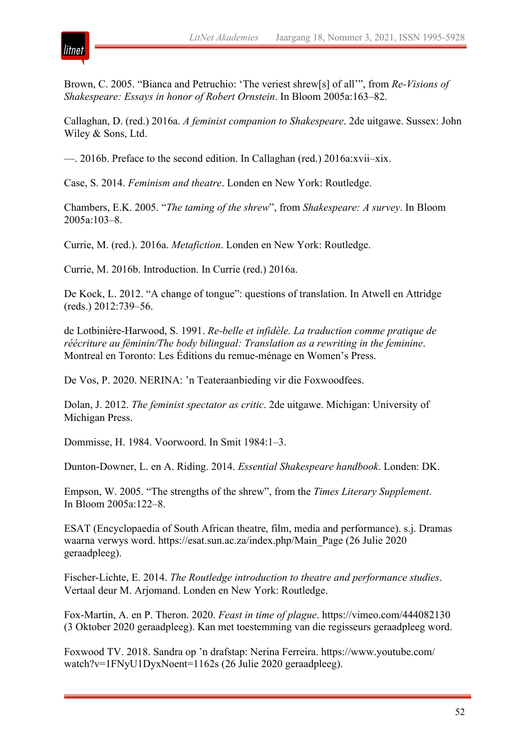Brown, C. 2005. "Bianca and Petruchio: 'The veriest shrew[s] of all'", from *Re-Visions of Shakespeare: Essays in honor of Robert Ornstein*. In Bloom 2005a:163–82.

Callaghan, D. (red.) 2016a. *A feminist companion to Shakespeare*. 2de uitgawe. Sussex: John Wiley & Sons, Ltd.

—. 2016b. Preface to the second edition. In Callaghan (red.) 2016a:xvii–xix.

Case, S. 2014. *Feminism and theatre*. Londen en New York: Routledge.

Chambers, E.K. 2005. "*The taming of the shrew*", from *Shakespeare: A survey*. In Bloom 2005a:103–8.

Currie, M. (red.). 2016a. *Metafiction*. Londen en New York: Routledge.

Currie, M. 2016b. Introduction. In Currie (red.) 2016a.

De Kock, L. 2012. "A change of tongue": questions of translation. In Atwell en Attridge (reds.) 2012:739–56.

de Lotbinière-Harwood, S. 1991. *Re-belle et infidèle. La traduction comme pratique de réécriture au féminin/The body bilingual: Translation as a rewriting in the feminine*. Montreal en Toronto: Les Éditions du remue-ménage en Women's Press.

De Vos, P. 2020. NERINA: 'n Teateraanbieding vir die Foxwoodfees.

Dolan, J. 2012. *The feminist spectator as critic*. 2de uitgawe. Michigan: University of Michigan Press.

Dommisse, H. 1984. Voorwoord. In Smit 1984:1–3.

Dunton-Downer, L. en A. Riding. 2014. *Essential Shakespeare handbook*. Londen: DK.

Empson, W. 2005. "The strengths of the shrew", from the *Times Literary Supplement*. In Bloom 2005a:122–8.

ESAT (Encyclopaedia of South African theatre, film, media and performance). s.j. Dramas waarna verwys word. https://esat.sun.ac.za/index.php/Main_Page (26 Julie 2020 geraadpleeg).

Fischer-Lichte, E. 2014. *The Routledge introduction to theatre and performance studies*. Vertaal deur M. Arjomand. Londen en New York: Routledge.

Fox-Martin, A. en P. Theron. 2020. *Feast in time of plague*. https://vimeo.com/444082130 (3 Oktober 2020 geraadpleeg). Kan met toestemming van die regisseurs geraadpleeg word.

Foxwood TV. 2018. Sandra op 'n drafstap: Nerina Ferreira. https://www.youtube.com/watch?v=1FNyU1DyxNoent=1162s (26 Julie 2020 geraadpleeg).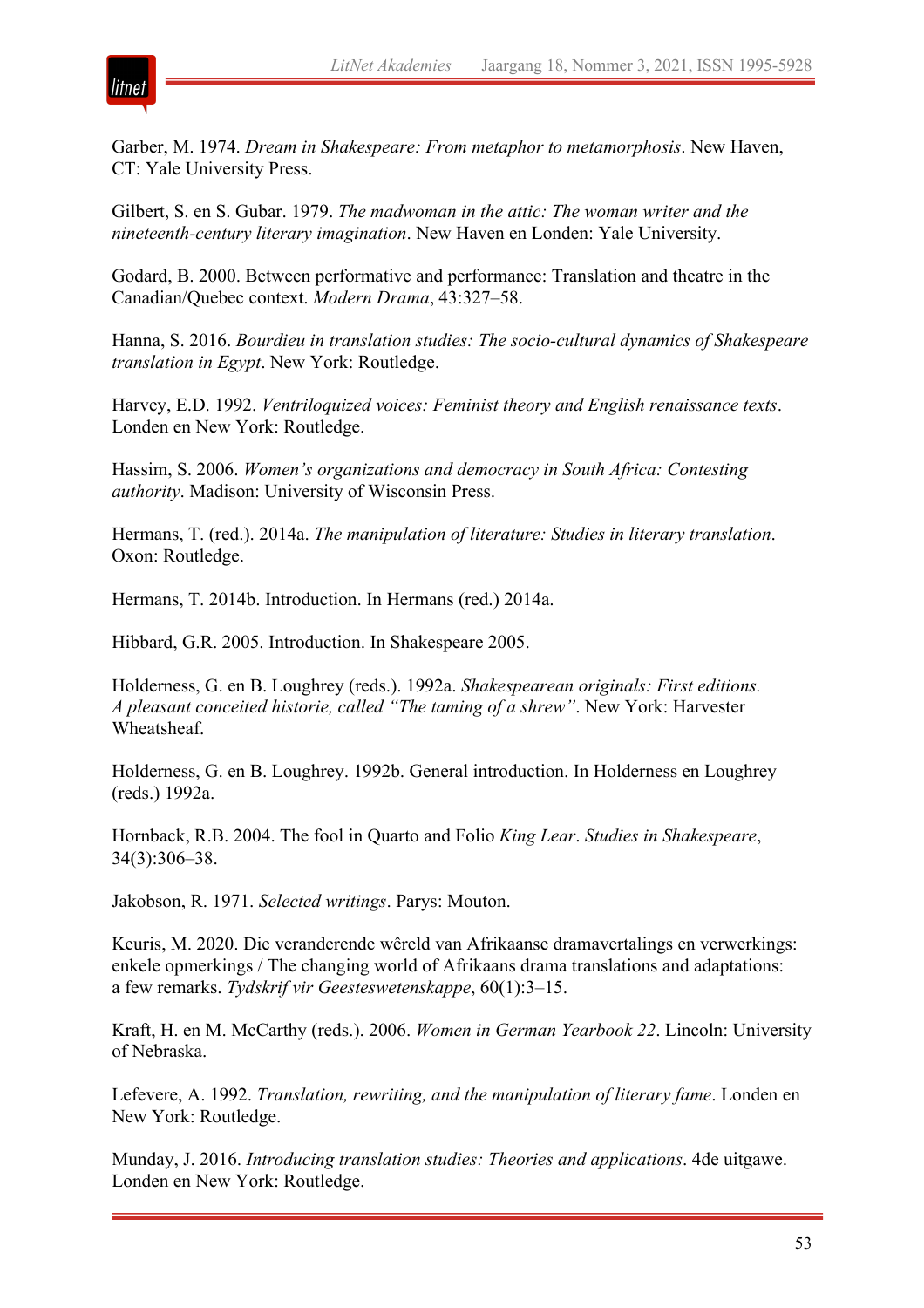Garber, M. 1974. *Dream in Shakespeare: From metaphor to metamorphosis*. New Haven, CT: Yale University Press.

Gilbert, S. en S. Gubar. 1979. *The madwoman in the attic: The woman writer and the nineteenth-century literary imagination*. New Haven en Londen: Yale University.

Godard, B. 2000. Between performative and performance: Translation and theatre in the Canadian/Quebec context. *Modern Drama*, 43:327–58.

Hanna, S. 2016. *Bourdieu in translation studies: The socio-cultural dynamics of Shakespeare translation in Egypt*. New York: Routledge.

Harvey, E.D. 1992. *Ventriloquized voices: Feminist theory and English renaissance texts*. Londen en New York: Routledge.

Hassim, S. 2006. *Women's organizations and democracy in South Africa: Contesting authority*. Madison: University of Wisconsin Press.

Hermans, T. (red.). 2014a. *The manipulation of literature: Studies in literary translation*. Oxon: Routledge.

Hermans, T. 2014b. Introduction. In Hermans (red.) 2014a.

Hibbard, G.R. 2005. Introduction. In Shakespeare 2005.

Holderness, G. en B. Loughrey (reds.). 1992a. *Shakespearean originals: First editions. A pleasant conceited historie, called "The taming of a shrew"*. New York: Harvester Wheatsheaf.

Holderness, G. en B. Loughrey. 1992b. General introduction. In Holderness en Loughrey (reds.) 1992a.

Hornback, R.B. 2004. The fool in Quarto and Folio *King Lear*. *Studies in Shakespeare*, 34(3):306–38.

Jakobson, R. 1971. *Selected writings*. Parys: Mouton.

Keuris, M. 2020. Die veranderende wêreld van Afrikaanse dramavertalings en verwerkings: enkele opmerkings / The changing world of Afrikaans drama translations and adaptations: a few remarks. *Tydskrif vir Geesteswetenskappe*, 60(1):3–15.

Kraft, H. en M. McCarthy (reds.). 2006. *Women in German Yearbook 22*. Lincoln: University of Nebraska.

Lefevere, A. 1992. *Translation, rewriting, and the manipulation of literary fame*. Londen en New York: Routledge.

Munday, J. 2016. *Introducing translation studies: Theories and applications*. 4de uitgawe. Londen en New York: Routledge.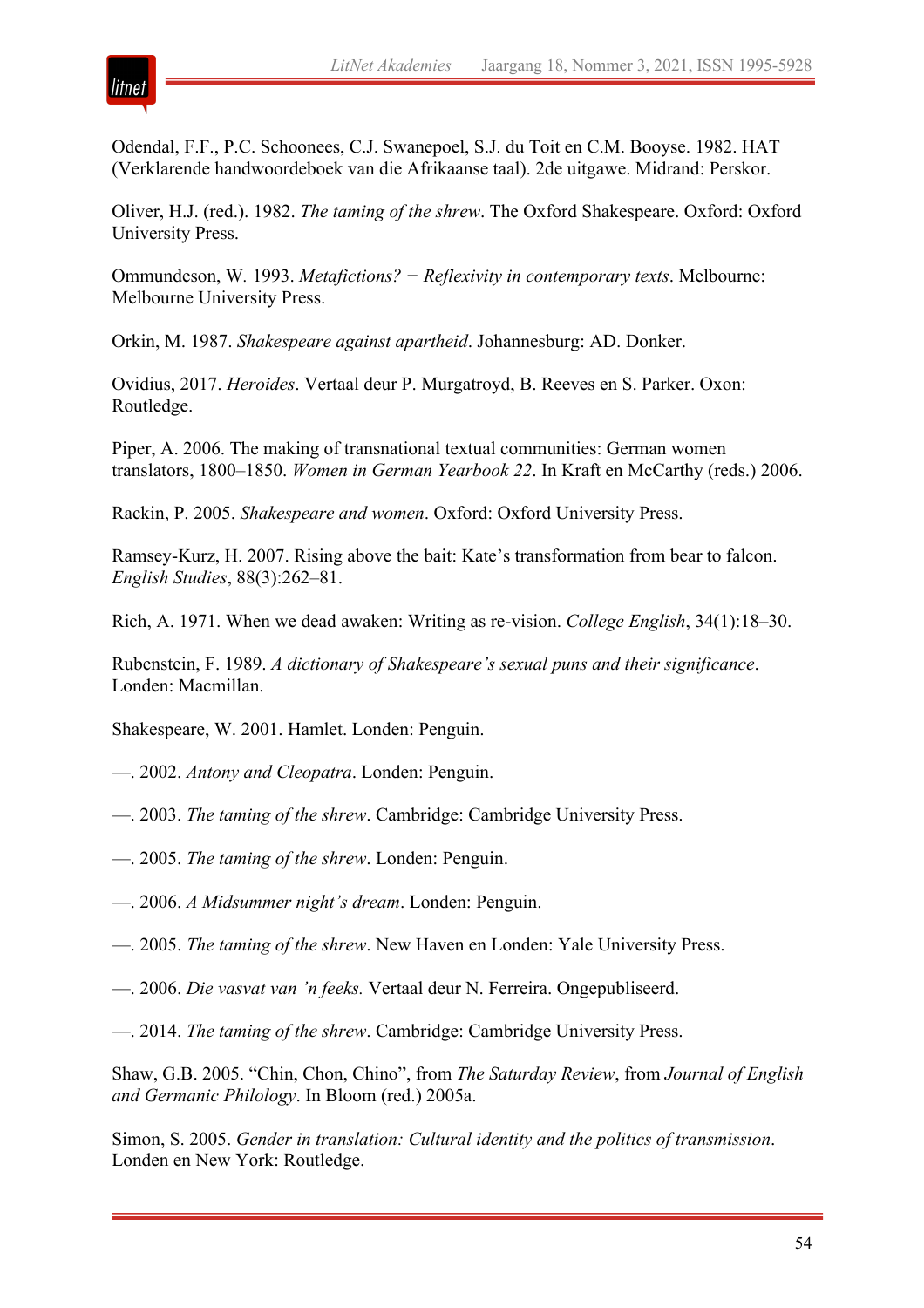Odendal, F.F., P.C. Schoonees, C.J. Swanepoel, S.J. du Toit en C.M. Booyse. 1982. HAT (Verklarende handwoordeboek van die Afrikaanse taal). 2de uitgawe. Midrand: Perskor.

Oliver, H.J. (red.). 1982. *The taming of the shrew*. The Oxford Shakespeare. Oxford: Oxford University Press.

Ommundeson, W. 1993. *Metafictions? − Reflexivity in contemporary texts*. Melbourne: Melbourne University Press.

Orkin, M. 1987. *Shakespeare against apartheid*. Johannesburg: AD. Donker.

Ovidius, 2017. *Heroides*. Vertaal deur P. Murgatroyd, B. Reeves en S. Parker. Oxon: Routledge.

Piper, A. 2006. The making of transnational textual communities: German women translators, 1800–1850. *Women in German Yearbook 22*. In Kraft en McCarthy (reds.) 2006.

Rackin, P. 2005. *Shakespeare and women*. Oxford: Oxford University Press.

Ramsey-Kurz, H. 2007. Rising above the bait: Kate's transformation from bear to falcon. *English Studies*, 88(3):262–81.

Rich, A. 1971. When we dead awaken: Writing as re-vision. *College English*, 34(1):18–30.

Rubenstein, F. 1989. *A dictionary of Shakespeare's sexual puns and their significance*. Londen: Macmillan.

Shakespeare, W. 2001. Hamlet. Londen: Penguin.

—. 2002. *Antony and Cleopatra*. Londen: Penguin.

—. 2003. *The taming of the shrew*. Cambridge: Cambridge University Press.

—. 2005. *The taming of the shrew*. Londen: Penguin.

—. 2006. *A Midsummer night's dream*. Londen: Penguin.

—. 2005. *The taming of the shrew*. New Haven en Londen: Yale University Press.

—. 2006. *Die vasvat van 'n feeks.* Vertaal deur N. Ferreira. Ongepubliseerd.

—. 2014. *The taming of the shrew*. Cambridge: Cambridge University Press.

Shaw, G.B. 2005. "Chin, Chon, Chino", from *The Saturday Review*, from *Journal of English and Germanic Philology*. In Bloom (red.) 2005a.

Simon, S. 2005. *Gender in translation: Cultural identity and the politics of transmission*. Londen en New York: Routledge.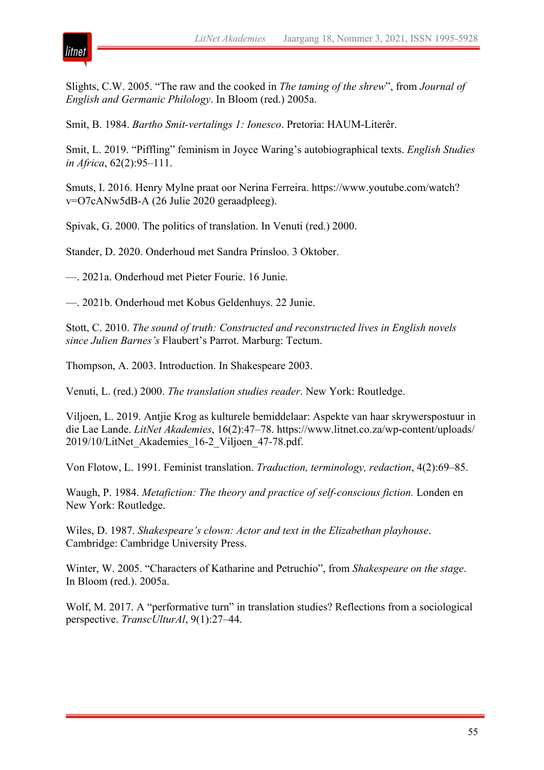Slights, C.W. 2005. "The raw and the cooked in *The taming of the shrew*", from *Journal of English and Germanic Philology*. In Bloom (red.) 2005a.

Smit, B. 1984. *Bartho Smit-vertalings 1: Ionesco*. Pretoria: HAUM-Literêr.

Smit, L. 2019. "Piffling" feminism in Joyce Waring's autobiographical texts. *English Studies in Africa*, 62(2):95–111.

Smuts, I. 2016. Henry Mylne praat oor Nerina Ferreira. https://www.youtube.com/watch?v=O7cANw5dB-A (26 Julie 2020 geraadpleeg).

Spivak, G. 2000. The politics of translation. In Venuti (red.) 2000.

Stander, D. 2020. Onderhoud met Sandra Prinsloo. 3 Oktober.

—. 2021a. Onderhoud met Pieter Fourie. 16 Junie.

—. 2021b. Onderhoud met Kobus Geldenhuys. 22 Junie.

Stott, C. 2010. *The sound of truth: Constructed and reconstructed lives in English novels since Julien Barnes's* Flaubert's Parrot. Marburg: Tectum.

Thompson, A. 2003. Introduction. In Shakespeare 2003.

Venuti, L. (red.) 2000. *The translation studies reader*. New York: Routledge.

Viljoen, L. 2019. Antjie Krog as kulturele bemiddelaar: Aspekte van haar skrywerspostuur in die Lae Lande. *LitNet Akademies*, 16(2):47–78. https://www.litnet.co.za/wp-content/uploads/2019/10/LitNet_Akademies_16-2_Viljoen_47-78.pdf.

Von Flotow, L. 1991. Feminist translation. *Traduction, terminology, redaction*, 4(2):69–85.

Waugh, P. 1984. *Metafiction: The theory and practice of self-conscious fiction.* Londen en New York: Routledge.

Wiles, D. 1987. *Shakespeare's clown: Actor and text in the Elizabethan playhouse*. Cambridge: Cambridge University Press.

Winter, W. 2005. "Characters of Katharine and Petruchio", from *Shakespeare on the stage*. In Bloom (red.). 2005a.

Wolf, M. 2017. A "performative turn" in translation studies? Reflections from a sociological perspective. *TranscUlturAl*, 9(1):27–44.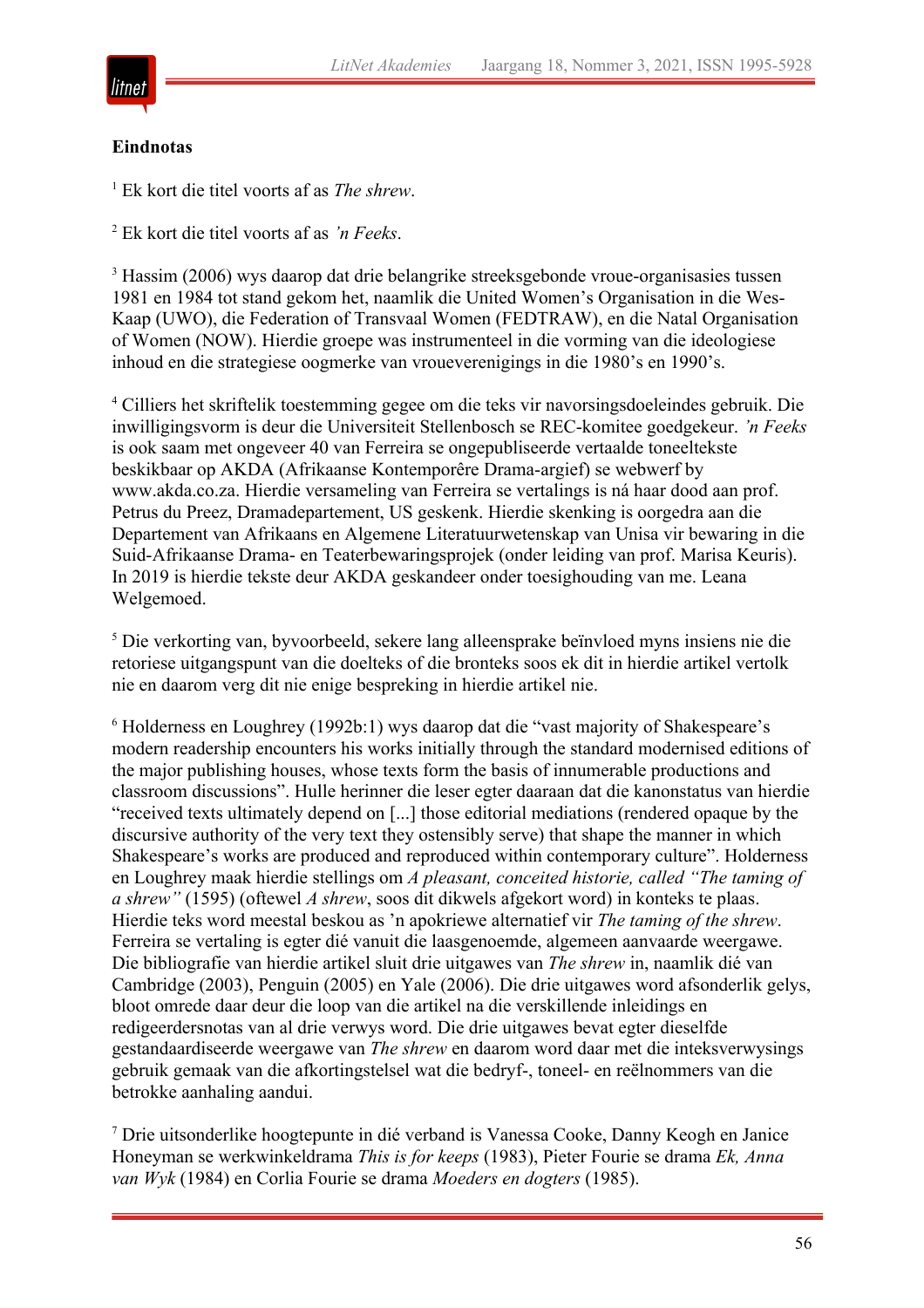**Eindnotas**

[1] Ek kort die titel voorts af as *The shrew*.

[2] Ek kort die titel voorts af as *’n Feeks*.

[3] Hassim (2006) wys daarop dat drie belangrike streeksgebonde vroue-organisasies tussen 1981 en 1984 tot stand gekom het, naamlik die United Women’s Organisation in die Wes-Kaap (UWO), die Federation of Transvaal Women (FEDTRAW), en die Natal Organisation of Women (NOW). Hierdie groepe was instrumenteel in die vorming van die ideologiese inhoud en die strategiese oogmerke van vroueverenigings in die 1980’s en 1990’s.

[4] Cilliers het skriftelik toestemming gegee om die teks vir navorsingsdoeleindes gebruik. Die inwilligingsvorm is deur die Universiteit Stellenbosch se REC-komitee goedgekeur. *’n Feeks* is ook saam met ongeveer 40 van Ferreira se ongepubliseerde vertaalde toneeltekste beskikbaar op AKDA (Afrikaanse Kontemporêre Drama-argief) se webwerf by www.akda.co.za. Hierdie versameling van Ferreira se vertalings is ná haar dood aan prof. Petrus du Preez, Dramadepartement, US geskenk. Hierdie skenking is oorgedra aan die Departement van Afrikaans en Algemene Literatuurwetenskap van Unisa vir bewaring in die Suid-Afrikaanse Drama- en Teaterbewaringsprojek (onder leiding van prof. Marisa Keuris). In 2019 is hierdie tekste deur AKDA geskandeer onder toesighouding van me. Leana Welgemoed.

[5] Die verkorting van, byvoorbeeld, sekere lang alleensprake beïnvloed myns insiens nie die retoriese uitgangspunt van die doelteks of die bronteks soos ek dit in hierdie artikel vertolk nie en daarom verg dit nie enige bespreking in hierdie artikel nie.

[6] Holderness en Loughrey (1992b:1) wys daarop dat die “vast majority of Shakespeare’s modern readership encounters his works initially through the standard modernised editions of the major publishing houses, whose texts form the basis of innumerable productions and classroom discussions”. Hulle herinner die leser egter daaraan dat die kanonstatus van hierdie “received texts ultimately depend on [...] those editorial mediations (rendered opaque by the discursive authority of the very text they ostensibly serve) that shape the manner in which Shakespeare’s works are produced and reproduced within contemporary culture”. Holderness en Loughrey maak hierdie stellings om *A pleasant, conceited historie, called “The taming of a shrew”* (1595) (oftewel *A shrew*, soos dit dikwels afgekort word) in konteks te plaas. Hierdie teks word meestal beskou as ’n apokriewe alternatief vir *The taming of the shrew*. Ferreira se vertaling is egter dié vanuit die laasgenoemde, algemeen aanvaarde weergawe. Die bibliografie van hierdie artikel sluit drie uitgawes van *The shrew* in, naamlik dié van Cambridge (2003), Penguin (2005) en Yale (2006). Die drie uitgawes word afsonderlik gelys, bloot omrede daar deur die loop van die artikel na die verskillende inleidings en redigeerdersnotas van al drie verwys word. Die drie uitgawes bevat egter dieselfde gestandaardiseerde weergawe van *The shrew* en daarom word daar met die inteksverwysings gebruik gemaak van die afkortingstelsel wat die bedryf-, toneel- en reëlnommers van die betrokke aanhaling aandui.

[7] Drie uitsonderlike hoogtepunte in dié verband is Vanessa Cooke, Danny Keogh en Janice Honeyman se werkwinkeldrama *This is for keeps* (1983), Pieter Fourie se drama *Ek, Anna van Wyk* (1984) en Corlia Fourie se drama *Moeders en dogters* (1985).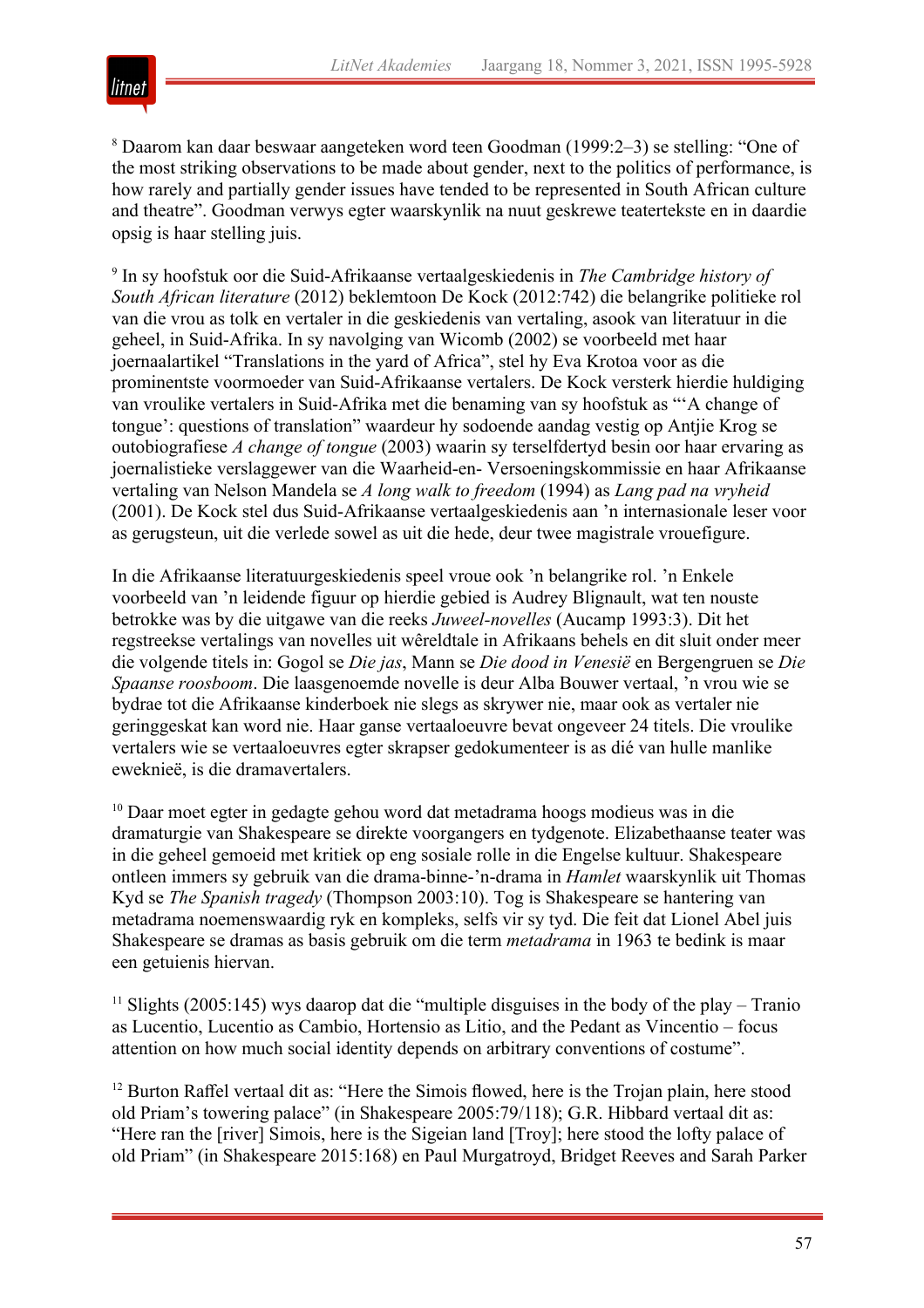[8] Daarom kan daar beswaar aangeteken word teen Goodman (1999:2–3) se stelling: "One of the most striking observations to be made about gender, next to the politics of performance, is how rarely and partially gender issues have tended to be represented in South African culture and theatre". Goodman verwys egter waarskynlik na nuut geskrewe teatertekste en in daardie opsig is haar stelling juis.

[9] In sy hoofstuk oor die Suid-Afrikaanse vertaalgeskiedenis in *The Cambridge history of South African literature* (2012) beklemtoon De Kock (2012:742) die belangrike politieke rol van die vrou as tolk en vertaler in die geskiedenis van vertaling, asook van literatuur in die geheel, in Suid-Afrika. In sy navolging van Wicomb (2002) se voorbeeld met haar joernaalartikel "Translations in the yard of Africa", stel hy Eva Krotoa voor as die prominentste voormoeder van Suid-Afrikaanse vertalers. De Kock versterk hierdie huldiging van vroulike vertalers in Suid-Afrika met die benaming van sy hoofstuk as "'A change of tongue': questions of translation" waardeur hy sodoende aandag vestig op Antjie Krog se outobiografiese *A change of tongue* (2003) waarin sy terselfdertyd besin oor haar ervaring as joernalistieke verslaggewer van die Waarheid-en- Versoeningskommissie en haar Afrikaanse vertaling van Nelson Mandela se *A long walk to freedom* (1994) as *Lang pad na vryheid* (2001). De Kock stel dus Suid-Afrikaanse vertaalgeskiedenis aan 'n internasionale leser voor as gerugsteun, uit die verlede sowel as uit die hede, deur twee magistrale vrouefigure.

In die Afrikaanse literatuurgeskiedenis speel vroue ook 'n belangrike rol. 'n Enkele voorbeeld van 'n leidende figuur op hierdie gebied is Audrey Blignault, wat ten nouste betrokke was by die uitgawe van die reeks *Juweel-novelles* (Aucamp 1993:3). Dit het regstreekse vertalings van novelles uit wêreldtale in Afrikaans behels en dit sluit onder meer die volgende titels in: Gogol se *Die jas*, Mann se *Die dood in Venesië* en Bergengruen se *Die Spaanse roosboom*. Die laasgenoemde novelle is deur Alba Bouwer vertaal, 'n vrou wie se bydrae tot die Afrikaanse kinderboek nie slegs as skrywer nie, maar ook as vertaler nie geringgeskat kan word nie. Haar ganse vertaaloeuvre bevat ongeveer 24 titels. Die vroulike vertalers wie se vertaaloeuvres egter skrapser gedokumenteer is as dié van hulle manlike eweknieë, is die dramavertalers.

[10] Daar moet egter in gedagte gehou word dat metadrama hoogs modieus was in die dramaturgie van Shakespeare se direkte voorgangers en tydgenote. Elizabethaanse teater was in die geheel gemoeid met kritiek op eng sosiale rolle in die Engelse kultuur. Shakespeare ontleen immers sy gebruik van die drama-binne-'n-drama in *Hamlet* waarskynlik uit Thomas Kyd se *The Spanish tragedy* (Thompson 2003:10). Tog is Shakespeare se hantering van metadrama noemenswaardig ryk en kompleks, selfs vir sy tyd. Die feit dat Lionel Abel juis Shakespeare se dramas as basis gebruik om die term *metadrama* in 1963 te bedink is maar een getuienis hiervan.

[11] Slights (2005:145) wys daarop dat die "multiple disguises in the body of the play – Tranio as Lucentio, Lucentio as Cambio, Hortensio as Litio, and the Pedant as Vincentio – focus attention on how much social identity depends on arbitrary conventions of costume".

[12] Burton Raffel vertaal dit as: "Here the Simois flowed, here is the Trojan plain, here stood old Priam's towering palace" (in Shakespeare 2005:79/118); G.R. Hibbard vertaal dit as: "Here ran the [river] Simois, here is the Sigeian land [Troy]; here stood the lofty palace of old Priam" (in Shakespeare 2015:168) en Paul Murgatroyd, Bridget Reeves and Sarah Parker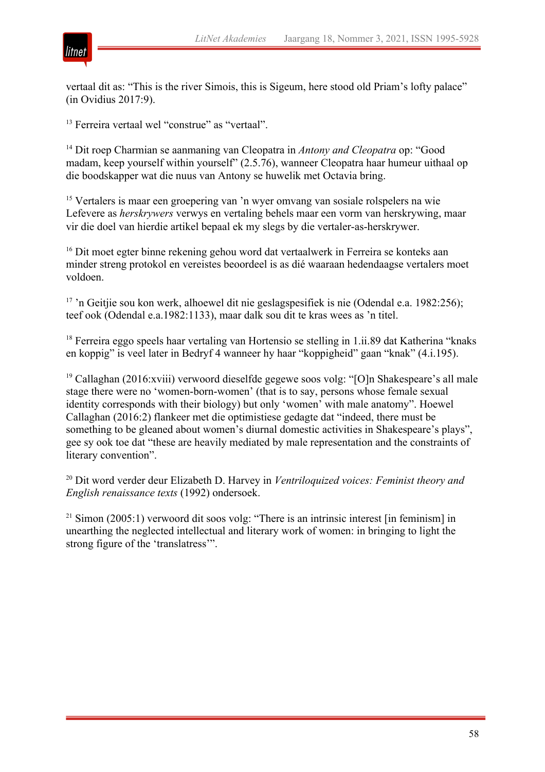vertaal dit as: "This is the river Simois, this is Sigeum, here stood old Priam's lofty palace" (in Ovidius 2017:9).

[13] Ferreira vertaal wel "construe" as "vertaal".

[14] Dit roep Charmian se aanmaning van Cleopatra in *Antony and Cleopatra* op: "Good madam, keep yourself within yourself" (2.5.76), wanneer Cleopatra haar humeur uithaal op die boodskapper wat die nuus van Antony se huwelik met Octavia bring.

[15] Vertalers is maar een groepering van 'n wyer omvang van sosiale rolspelers na wie Lefevere as *herskrywers* verwys en vertaling behels maar een vorm van herskrywing, maar vir die doel van hierdie artikel bepaal ek my slegs by die vertaler-as-herskrywer.

[16] Dit moet egter binne rekening gehou word dat vertaalwerk in Ferreira se konteks aan minder streng protokol en vereistes beoordeel is as dié waaraan hedendaagse vertalers moet voldoen.

[17] 'n Geitjie sou kon werk, alhoewel dit nie geslagspesifiek is nie (Odendal e.a. 1982:256); teef ook (Odendal e.a.1982:1133), maar dalk sou dit te kras wees as 'n titel.

[18] Ferreira eggo speels haar vertaling van Hortensio se stelling in 1.ii.89 dat Katherina "knaks en koppig" is veel later in Bedryf 4 wanneer hy haar "koppigheid" gaan "knak" (4.i.195).

[19] Callaghan (2016:xviii) verwoord dieselfde gegewe soos volg: "[O]n Shakespeare's all male stage there were no 'women-born-women' (that is to say, persons whose female sexual identity corresponds with their biology) but only 'women' with male anatomy". Hoewel Callaghan (2016:2) flankeer met die optimistiese gedagte dat "indeed, there must be something to be gleaned about women's diurnal domestic activities in Shakespeare's plays", gee sy ook toe dat "these are heavily mediated by male representation and the constraints of literary convention".

[20] Dit word verder deur Elizabeth D. Harvey in *Ventriloquized voices: Feminist theory and English renaissance texts* (1992) ondersoek.

[21] Simon (2005:1) verwoord dit soos volg: "There is an intrinsic interest [in feminism] in unearthing the neglected intellectual and literary work of women: in bringing to light the strong figure of the 'translatress'".